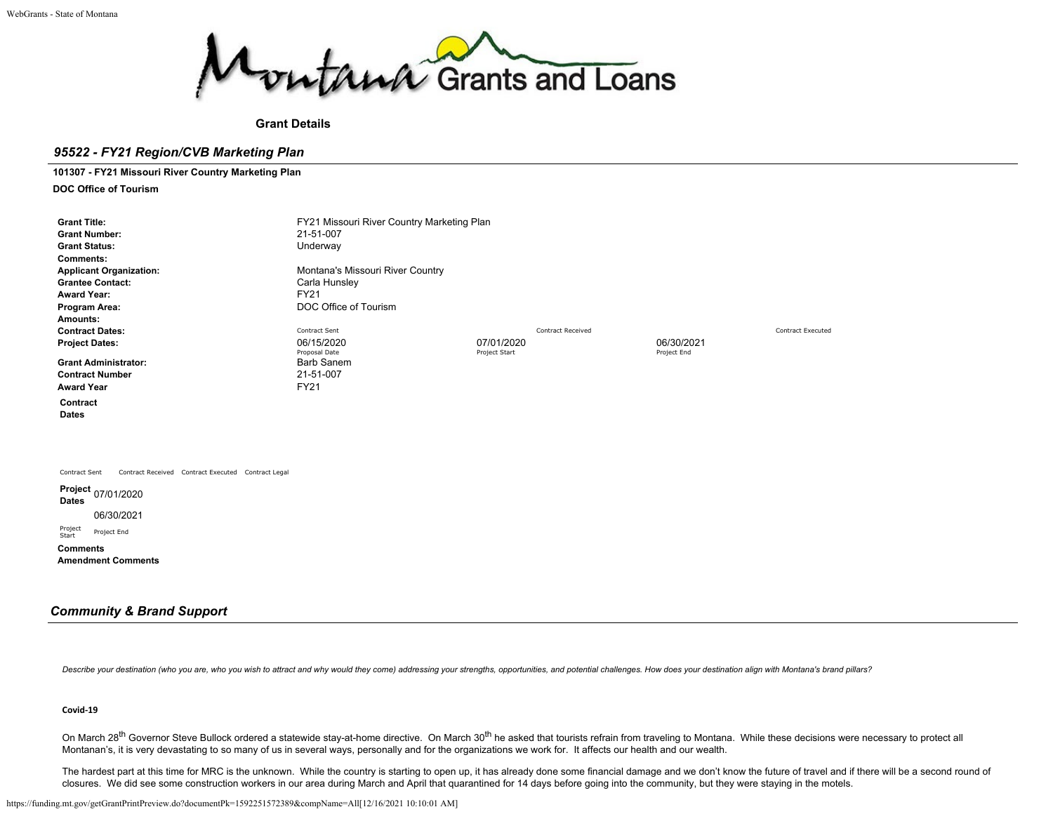**Grant Details**

## *95522 - FY21 Region/CVB Marketing Plan*

**101307 - FY21 Missouri River Country Marketing Plan**

**DOC Office of Tourism**

| | | | | |
|---|---|---|---|---|
| **Grant Title:** | FY21 Missouri River Country Marketing Plan | | | |
| **Grant Number:** | 21-51-007 | | | |
| **Grant Status:** | Underway | | | |
| **Comments:** | | | | |
| **Applicant Organization:** | Montana's Missouri River Country | | | |
| **Grantee Contact:** | Carla Hunsley | | | |
| **Award Year:** | FY21 | | | |
| **Program Area:** | DOC Office of Tourism | | | |
| **Amounts:** | | | | |
| **Contract Dates:** | Contract Sent | Contract Received | | Contract Executed |
| **Project Dates:** | 06/15/2020<br>Proposal Date | 07/01/2020<br>Project Start | 06/30/2021<br>Project End | |
| **Grant Administrator:** | Barb Sanem | | | |
| **Contract Number** | 21-51-007 | | | |
| **Award Year** | FY21 | | | |

**Contract Dates**

Contract Sent | Contract Received | Contract Executed | Contract Legal

**Project Dates** 07/01/2020 (Project Start) 06/30/2021 (Project End)

**Comments**

**Amendment Comments**

## *Community & Brand Support*

*Describe your destination (who you are, who you wish to attract and why would they come) addressing your strengths, opportunities, and potential challenges. How does your destination align with Montana's brand pillars?*

**Covid-19**

On March 28th Governor Steve Bullock ordered a statewide stay-at-home directive. On March 30th he asked that tourists refrain from traveling to Montana. While these decisions were necessary to protect all Montanan's, it is very devastating to so many of us in several ways, personally and for the organizations we work for. It affects our health and our wealth.

The hardest part at this time for MRC is the unknown. While the country is starting to open up, it has already done some financial damage and we don't know the future of travel and if there will be a second round of closures. We did see some construction workers in our area during March and April that quarantined for 14 days before going into the community, but they were staying in the motels.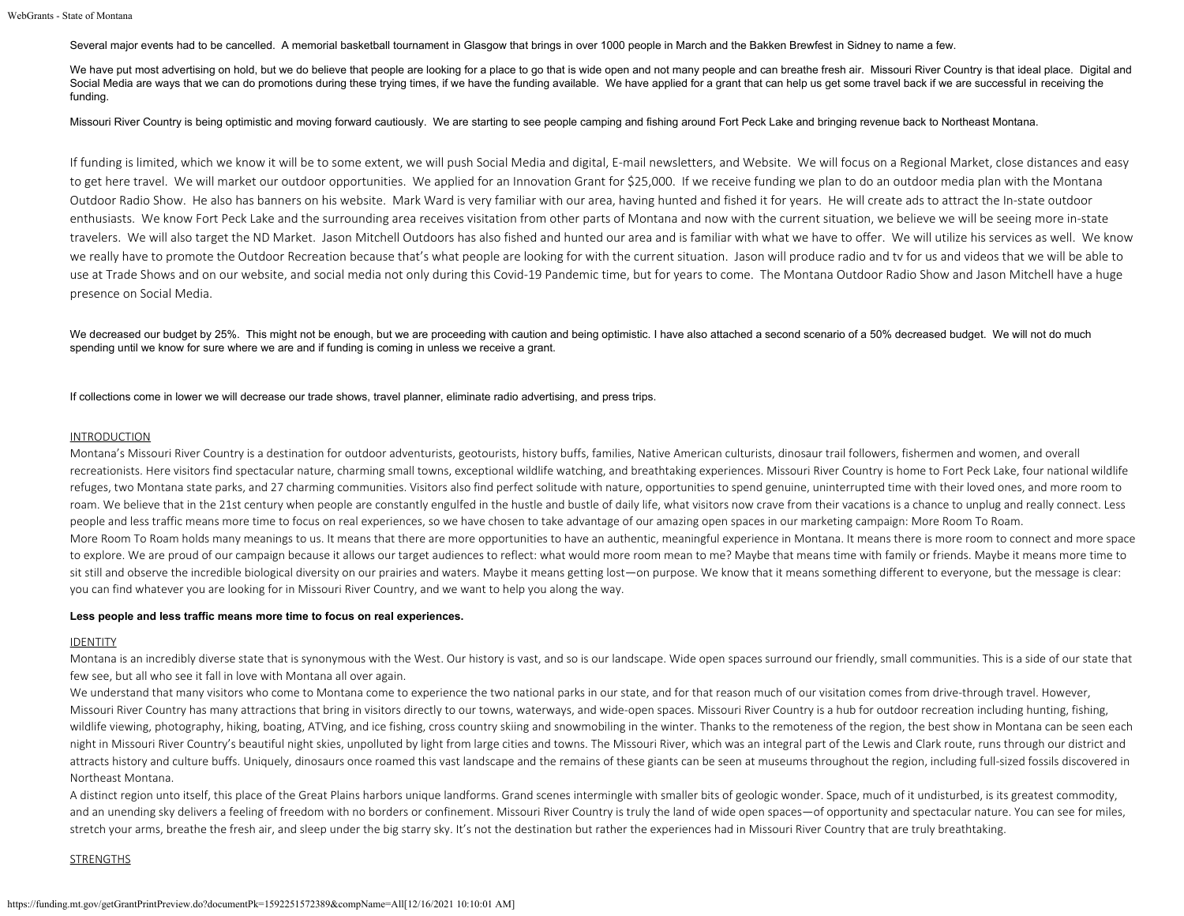Several major events had to be cancelled. A memorial basketball tournament in Glasgow that brings in over 1000 people in March and the Bakken Brewfest in Sidney to name a few.

We have put most advertising on hold, but we do believe that people are looking for a place to go that is wide open and not many people and can breathe fresh air. Missouri River Country is that ideal place. Digital and Social Media are ways that we can do promotions during these trying times, if we have the funding available. We have applied for a grant that can help us get some travel back if we are successful in receiving the funding.

Missouri River Country is being optimistic and moving forward cautiously. We are starting to see people camping and fishing around Fort Peck Lake and bringing revenue back to Northeast Montana.

If funding is limited, which we know it will be to some extent, we will push Social Media and digital, E-mail newsletters, and Website. We will focus on a Regional Market, close distances and easy to get here travel. We will market our outdoor opportunities. We applied for an Innovation Grant for $25,000. If we receive funding we plan to do an outdoor media plan with the Montana Outdoor Radio Show. He also has banners on his website. Mark Ward is very familiar with our area, having hunted and fished it for years. He will create ads to attract the In-state outdoor enthusiasts. We know Fort Peck Lake and the surrounding area receives visitation from other parts of Montana and now with the current situation, we believe we will be seeing more in-state travelers. We will also target the ND Market. Jason Mitchell Outdoors has also fished and hunted our area and is familiar with what we have to offer. We will utilize his services as well. We know we really have to promote the Outdoor Recreation because that's what people are looking for with the current situation. Jason will produce radio and tv for us and videos that we will be able to use at Trade Shows and on our website, and social media not only during this Covid-19 Pandemic time, but for years to come. The Montana Outdoor Radio Show and Jason Mitchell have a huge presence on Social Media.

We decreased our budget by 25%. This might not be enough, but we are proceeding with caution and being optimistic. I have also attached a second scenario of a 50% decreased budget. We will not do much spending until we know for sure where we are and if funding is coming in unless we receive a grant.

If collections come in lower we will decrease our trade shows, travel planner, eliminate radio advertising, and press trips.

INTRODUCTION

Montana's Missouri River Country is a destination for outdoor adventurists, geotourists, history buffs, families, Native American culturists, dinosaur trail followers, fishermen and women, and overall recreationists. Here visitors find spectacular nature, charming small towns, exceptional wildlife watching, and breathtaking experiences. Missouri River Country is home to Fort Peck Lake, four national wildlife refuges, two Montana state parks, and 27 charming communities. Visitors also find perfect solitude with nature, opportunities to spend genuine, uninterrupted time with their loved ones, and more room to roam. We believe that in the 21st century when people are constantly engulfed in the hustle and bustle of daily life, what visitors now crave from their vacations is a chance to unplug and really connect. Less people and less traffic means more time to focus on real experiences, so we have chosen to take advantage of our amazing open spaces in our marketing campaign: More Room To Roam.
More Room To Roam holds many meanings to us. It means that there are more opportunities to have an authentic, meaningful experience in Montana. It means there is more room to connect and more space to explore. We are proud of our campaign because it allows our target audiences to reflect: what would more room mean to me? Maybe that means time with family or friends. Maybe it means more time to sit still and observe the incredible biological diversity on our prairies and waters. Maybe it means getting lost—on purpose. We know that it means something different to everyone, but the message is clear: you can find whatever you are looking for in Missouri River Country, and we want to help you along the way.

**Less people and less traffic means more time to focus on real experiences.**

IDENTITY

Montana is an incredibly diverse state that is synonymous with the West. Our history is vast, and so is our landscape. Wide open spaces surround our friendly, small communities. This is a side of our state that few see, but all who see it fall in love with Montana all over again.
We understand that many visitors who come to Montana come to experience the two national parks in our state, and for that reason much of our visitation comes from drive-through travel. However, Missouri River Country has many attractions that bring in visitors directly to our towns, waterways, and wide-open spaces. Missouri River Country is a hub for outdoor recreation including hunting, fishing, wildlife viewing, photography, hiking, boating, ATVing, and ice fishing, cross country skiing and snowmobiling in the winter. Thanks to the remoteness of the region, the best show in Montana can be seen each night in Missouri River Country's beautiful night skies, unpolluted by light from large cities and towns. The Missouri River, which was an integral part of the Lewis and Clark route, runs through our district and attracts history and culture buffs. Uniquely, dinosaurs once roamed this vast landscape and the remains of these giants can be seen at museums throughout the region, including full-sized fossils discovered in Northeast Montana.
A distinct region unto itself, this place of the Great Plains harbors unique landforms. Grand scenes intermingle with smaller bits of geologic wonder. Space, much of it undisturbed, is its greatest commodity, and an unending sky delivers a feeling of freedom with no borders or confinement. Missouri River Country is truly the land of wide open spaces—of opportunity and spectacular nature. You can see for miles, stretch your arms, breathe the fresh air, and sleep under the big starry sky. It's not the destination but rather the experiences had in Missouri River Country that are truly breathtaking.

STRENGTHS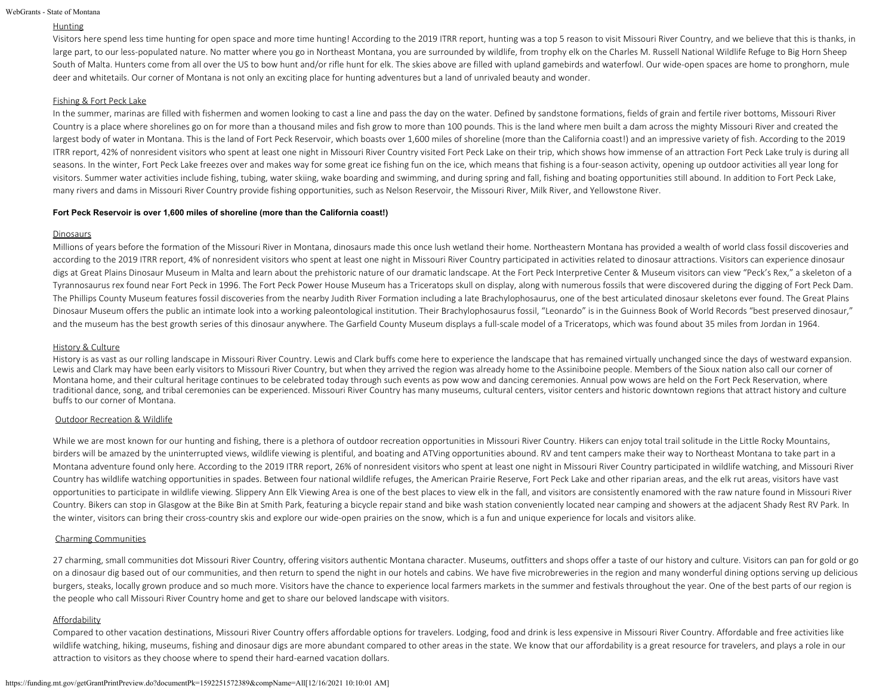### Hunting

Visitors here spend less time hunting for open space and more time hunting! According to the 2019 ITRR report, hunting was a top 5 reason to visit Missouri River Country, and we believe that this is thanks, in large part, to our less-populated nature. No matter where you go in Northeast Montana, you are surrounded by wildlife, from trophy elk on the Charles M. Russell National Wildlife Refuge to Big Horn Sheep South of Malta. Hunters come from all over the US to bow hunt and/or rifle hunt for elk. The skies above are filled with upland gamebirds and waterfowl. Our wide-open spaces are home to pronghorn, mule deer and whitetails. Our corner of Montana is not only an exciting place for hunting adventures but a land of unrivaled beauty and wonder.

### Fishing & Fort Peck Lake

In the summer, marinas are filled with fishermen and women looking to cast a line and pass the day on the water. Defined by sandstone formations, fields of grain and fertile river bottoms, Missouri River Country is a place where shorelines go on for more than a thousand miles and fish grow to more than 100 pounds. This is the land where men built a dam across the mighty Missouri River and created the largest body of water in Montana. This is the land of Fort Peck Reservoir, which boasts over 1,600 miles of shoreline (more than the California coast!) and an impressive variety of fish. According to the 2019 ITRR report, 42% of nonresident visitors who spent at least one night in Missouri River Country visited Fort Peck Lake on their trip, which shows how immense of an attraction Fort Peck Lake truly is during all seasons. In the winter, Fort Peck Lake freezes over and makes way for some great ice fishing fun on the ice, which means that fishing is a four-season activity, opening up outdoor activities all year long for visitors. Summer water activities include fishing, tubing, water skiing, wake boarding and swimming, and during spring and fall, fishing and boating opportunities still abound. In addition to Fort Peck Lake, many rivers and dams in Missouri River Country provide fishing opportunities, such as Nelson Reservoir, the Missouri River, Milk River, and Yellowstone River.

**Fort Peck Reservoir is over 1,600 miles of shoreline (more than the California coast!)**

### Dinosaurs

Millions of years before the formation of the Missouri River in Montana, dinosaurs made this once lush wetland their home. Northeastern Montana has provided a wealth of world class fossil discoveries and according to the 2019 ITRR report, 4% of nonresident visitors who spent at least one night in Missouri River Country participated in activities related to dinosaur attractions. Visitors can experience dinosaur digs at Great Plains Dinosaur Museum in Malta and learn about the prehistoric nature of our dramatic landscape. At the Fort Peck Interpretive Center & Museum visitors can view "Peck's Rex," a skeleton of a Tyrannosaurus rex found near Fort Peck in 1996. The Fort Peck Power House Museum has a Triceratops skull on display, along with numerous fossils that were discovered during the digging of Fort Peck Dam. The Phillips County Museum features fossil discoveries from the nearby Judith River Formation including a late Brachylophosaurus, one of the best articulated dinosaur skeletons ever found. The Great Plains Dinosaur Museum offers the public an intimate look into a working paleontological institution. Their Brachylophosaurus fossil, "Leonardo" is in the Guinness Book of World Records "best preserved dinosaur," and the museum has the best growth series of this dinosaur anywhere. The Garfield County Museum displays a full-scale model of a Triceratops, which was found about 35 miles from Jordan in 1964.

### History & Culture

History is as vast as our rolling landscape in Missouri River Country. Lewis and Clark buffs come here to experience the landscape that has remained virtually unchanged since the days of westward expansion. Lewis and Clark may have been early visitors to Missouri River Country, but when they arrived the region was already home to the Assiniboine people. Members of the Sioux nation also call our corner of Montana home, and their cultural heritage continues to be celebrated today through such events as pow wow and dancing ceremonies. Annual pow wows are held on the Fort Peck Reservation, where traditional dance, song, and tribal ceremonies can be experienced. Missouri River Country has many museums, cultural centers, visitor centers and historic downtown regions that attract history and culture buffs to our corner of Montana.

### Outdoor Recreation & Wildlife

While we are most known for our hunting and fishing, there is a plethora of outdoor recreation opportunities in Missouri River Country. Hikers can enjoy total trail solitude in the Little Rocky Mountains, birders will be amazed by the uninterrupted views, wildlife viewing is plentiful, and boating and ATVing opportunities abound. RV and tent campers make their way to Northeast Montana to take part in a Montana adventure found only here. According to the 2019 ITRR report, 26% of nonresident visitors who spent at least one night in Missouri River Country participated in wildlife watching, and Missouri River Country has wildlife watching opportunities in spades. Between four national wildlife refuges, the American Prairie Reserve, Fort Peck Lake and other riparian areas, and the elk rut areas, visitors have vast opportunities to participate in wildlife viewing. Slippery Ann Elk Viewing Area is one of the best places to view elk in the fall, and visitors are consistently enamored with the raw nature found in Missouri River Country. Bikers can stop in Glasgow at the Bike Bin at Smith Park, featuring a bicycle repair stand and bike wash station conveniently located near camping and showers at the adjacent Shady Rest RV Park. In the winter, visitors can bring their cross-country skis and explore our wide-open prairies on the snow, which is a fun and unique experience for locals and visitors alike.

### Charming Communities

27 charming, small communities dot Missouri River Country, offering visitors authentic Montana character. Museums, outfitters and shops offer a taste of our history and culture. Visitors can pan for gold or go on a dinosaur dig based out of our communities, and then return to spend the night in our hotels and cabins. We have five microbreweries in the region and many wonderful dining options serving up delicious burgers, steaks, locally grown produce and so much more. Visitors have the chance to experience local farmers markets in the summer and festivals throughout the year. One of the best parts of our region is the people who call Missouri River Country home and get to share our beloved landscape with visitors.

### Affordability

Compared to other vacation destinations, Missouri River Country offers affordable options for travelers. Lodging, food and drink is less expensive in Missouri River Country. Affordable and free activities like wildlife watching, hiking, museums, fishing and dinosaur digs are more abundant compared to other areas in the state. We know that our affordability is a great resource for travelers, and plays a role in our attraction to visitors as they choose where to spend their hard-earned vacation dollars.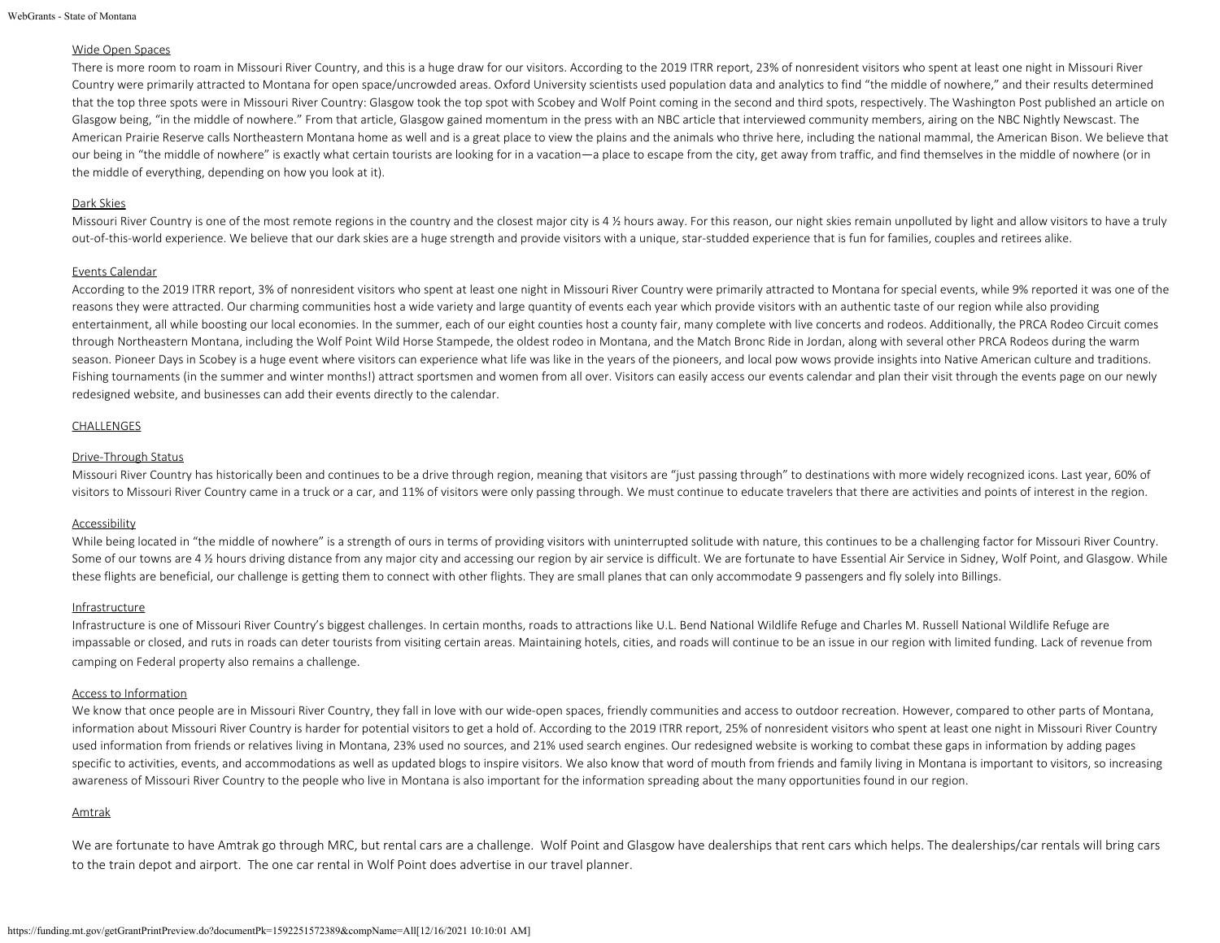Wide Open Spaces

There is more room to roam in Missouri River Country, and this is a huge draw for our visitors. According to the 2019 ITRR report, 23% of nonresident visitors who spent at least one night in Missouri River Country were primarily attracted to Montana for open space/uncrowded areas. Oxford University scientists used population data and analytics to find "the middle of nowhere," and their results determined that the top three spots were in Missouri River Country: Glasgow took the top spot with Scobey and Wolf Point coming in the second and third spots, respectively. The Washington Post published an article on Glasgow being, "in the middle of nowhere." From that article, Glasgow gained momentum in the press with an NBC article that interviewed community members, airing on the NBC Nightly Newscast. The American Prairie Reserve calls Northeastern Montana home as well and is a great place to view the plains and the animals who thrive here, including the national mammal, the American Bison. We believe that our being in "the middle of nowhere" is exactly what certain tourists are looking for in a vacation—a place to escape from the city, get away from traffic, and find themselves in the middle of nowhere (or in the middle of everything, depending on how you look at it).

Dark Skies

Missouri River Country is one of the most remote regions in the country and the closest major city is 4 ½ hours away. For this reason, our night skies remain unpolluted by light and allow visitors to have a truly out-of-this-world experience. We believe that our dark skies are a huge strength and provide visitors with a unique, star-studded experience that is fun for families, couples and retirees alike.

Events Calendar

According to the 2019 ITRR report, 3% of nonresident visitors who spent at least one night in Missouri River Country were primarily attracted to Montana for special events, while 9% reported it was one of the reasons they were attracted. Our charming communities host a wide variety and large quantity of events each year which provide visitors with an authentic taste of our region while also providing entertainment, all while boosting our local economies. In the summer, each of our eight counties host a county fair, many complete with live concerts and rodeos. Additionally, the PRCA Rodeo Circuit comes through Northeastern Montana, including the Wolf Point Wild Horse Stampede, the oldest rodeo in Montana, and the Match Bronc Ride in Jordan, along with several other PRCA Rodeos during the warm season. Pioneer Days in Scobey is a huge event where visitors can experience what life was like in the years of the pioneers, and local pow wows provide insights into Native American culture and traditions. Fishing tournaments (in the summer and winter months!) attract sportsmen and women from all over. Visitors can easily access our events calendar and plan their visit through the events page on our newly redesigned website, and businesses can add their events directly to the calendar.

CHALLENGES

Drive-Through Status

Missouri River Country has historically been and continues to be a drive through region, meaning that visitors are "just passing through" to destinations with more widely recognized icons. Last year, 60% of visitors to Missouri River Country came in a truck or a car, and 11% of visitors were only passing through. We must continue to educate travelers that there are activities and points of interest in the region.

Accessibility

While being located in "the middle of nowhere" is a strength of ours in terms of providing visitors with uninterrupted solitude with nature, this continues to be a challenging factor for Missouri River Country. Some of our towns are 4 ½ hours driving distance from any major city and accessing our region by air service is difficult. We are fortunate to have Essential Air Service in Sidney, Wolf Point, and Glasgow. While these flights are beneficial, our challenge is getting them to connect with other flights. They are small planes that can only accommodate 9 passengers and fly solely into Billings.

Infrastructure

Infrastructure is one of Missouri River Country's biggest challenges. In certain months, roads to attractions like U.L. Bend National Wildlife Refuge and Charles M. Russell National Wildlife Refuge are impassable or closed, and ruts in roads can deter tourists from visiting certain areas. Maintaining hotels, cities, and roads will continue to be an issue in our region with limited funding. Lack of revenue from camping on Federal property also remains a challenge.

Access to Information

We know that once people are in Missouri River Country, they fall in love with our wide-open spaces, friendly communities and access to outdoor recreation. However, compared to other parts of Montana, information about Missouri River Country is harder for potential visitors to get a hold of. According to the 2019 ITRR report, 25% of nonresident visitors who spent at least one night in Missouri River Country used information from friends or relatives living in Montana, 23% used no sources, and 21% used search engines. Our redesigned website is working to combat these gaps in information by adding pages specific to activities, events, and accommodations as well as updated blogs to inspire visitors. We also know that word of mouth from friends and family living in Montana is important to visitors, so increasing awareness of Missouri River Country to the people who live in Montana is also important for the information spreading about the many opportunities found in our region.

Amtrak

We are fortunate to have Amtrak go through MRC, but rental cars are a challenge. Wolf Point and Glasgow have dealerships that rent cars which helps. The dealerships/car rentals will bring cars to the train depot and airport. The one car rental in Wolf Point does advertise in our travel planner.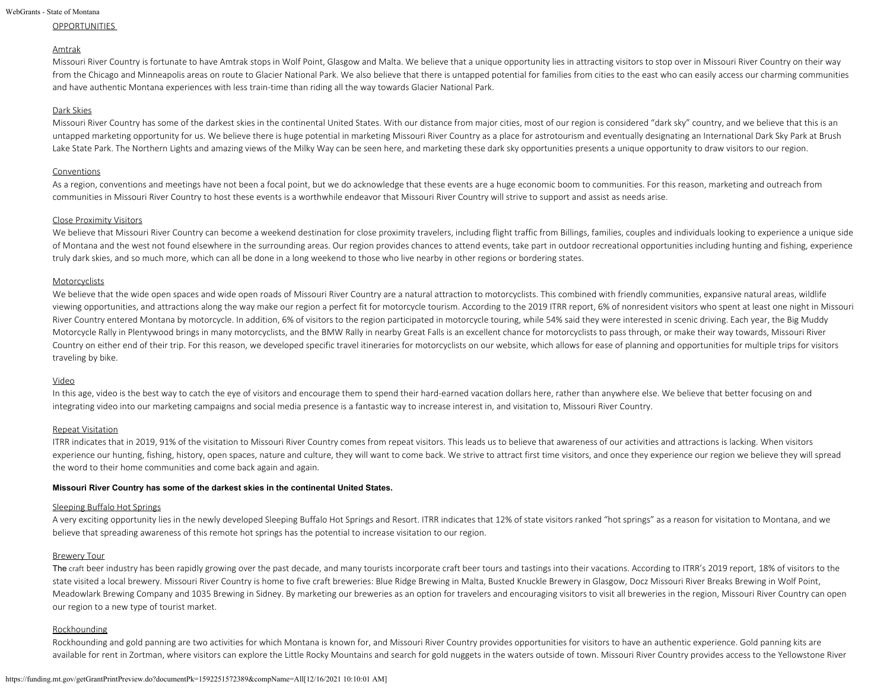OPPORTUNITIES

Amtrak

Missouri River Country is fortunate to have Amtrak stops in Wolf Point, Glasgow and Malta. We believe that a unique opportunity lies in attracting visitors to stop over in Missouri River Country on their way from the Chicago and Minneapolis areas on route to Glacier National Park. We also believe that there is untapped potential for families from cities to the east who can easily access our charming communities and have authentic Montana experiences with less train-time than riding all the way towards Glacier National Park.

Dark Skies

Missouri River Country has some of the darkest skies in the continental United States. With our distance from major cities, most of our region is considered "dark sky" country, and we believe that this is an untapped marketing opportunity for us. We believe there is huge potential in marketing Missouri River Country as a place for astrotourism and eventually designating an International Dark Sky Park at Brush Lake State Park. The Northern Lights and amazing views of the Milky Way can be seen here, and marketing these dark sky opportunities presents a unique opportunity to draw visitors to our region.

Conventions

As a region, conventions and meetings have not been a focal point, but we do acknowledge that these events are a huge economic boom to communities. For this reason, marketing and outreach from communities in Missouri River Country to host these events is a worthwhile endeavor that Missouri River Country will strive to support and assist as needs arise.

Close Proximity Visitors

We believe that Missouri River Country can become a weekend destination for close proximity travelers, including flight traffic from Billings, families, couples and individuals looking to experience a unique side of Montana and the west not found elsewhere in the surrounding areas. Our region provides chances to attend events, take part in outdoor recreational opportunities including hunting and fishing, experience truly dark skies, and so much more, which can all be done in a long weekend to those who live nearby in other regions or bordering states.

Motorcyclists

We believe that the wide open spaces and wide open roads of Missouri River Country are a natural attraction to motorcyclists. This combined with friendly communities, expansive natural areas, wildlife viewing opportunities, and attractions along the way make our region a perfect fit for motorcycle tourism. According to the 2019 ITRR report, 6% of nonresident visitors who spent at least one night in Missouri River Country entered Montana by motorcycle. In addition, 6% of visitors to the region participated in motorcycle touring, while 54% said they were interested in scenic driving. Each year, the Big Muddy Motorcycle Rally in Plentywood brings in many motorcyclists, and the BMW Rally in nearby Great Falls is an excellent chance for motorcyclists to pass through, or make their way towards, Missouri River Country on either end of their trip. For this reason, we developed specific travel itineraries for motorcyclists on our website, which allows for ease of planning and opportunities for multiple trips for visitors traveling by bike.

Video

In this age, video is the best way to catch the eye of visitors and encourage them to spend their hard-earned vacation dollars here, rather than anywhere else. We believe that better focusing on and integrating video into our marketing campaigns and social media presence is a fantastic way to increase interest in, and visitation to, Missouri River Country.

Repeat Visitation

ITRR indicates that in 2019, 91% of the visitation to Missouri River Country comes from repeat visitors. This leads us to believe that awareness of our activities and attractions is lacking. When visitors experience our hunting, fishing, history, open spaces, nature and culture, they will want to come back. We strive to attract first time visitors, and once they experience our region we believe they will spread the word to their home communities and come back again and again.

**Missouri River Country has some of the darkest skies in the continental United States.**

Sleeping Buffalo Hot Springs

A very exciting opportunity lies in the newly developed Sleeping Buffalo Hot Springs and Resort. ITRR indicates that 12% of state visitors ranked "hot springs" as a reason for visitation to Montana, and we believe that spreading awareness of this remote hot springs has the potential to increase visitation to our region.

Brewery Tour

The craft beer industry has been rapidly growing over the past decade, and many tourists incorporate craft beer tours and tastings into their vacations. According to ITRR's 2019 report, 18% of visitors to the state visited a local brewery. Missouri River Country is home to five craft breweries: Blue Ridge Brewing in Malta, Busted Knuckle Brewery in Glasgow, Docz Missouri River Breaks Brewing in Wolf Point, Meadowlark Brewing Company and 1035 Brewing in Sidney. By marketing our breweries as an option for travelers and encouraging visitors to visit all breweries in the region, Missouri River Country can open our region to a new type of tourist market.

Rockhounding

Rockhounding and gold panning are two activities for which Montana is known for, and Missouri River Country provides opportunities for visitors to have an authentic experience. Gold panning kits are available for rent in Zortman, where visitors can explore the Little Rocky Mountains and search for gold nuggets in the waters outside of town. Missouri River Country provides access to the Yellowstone River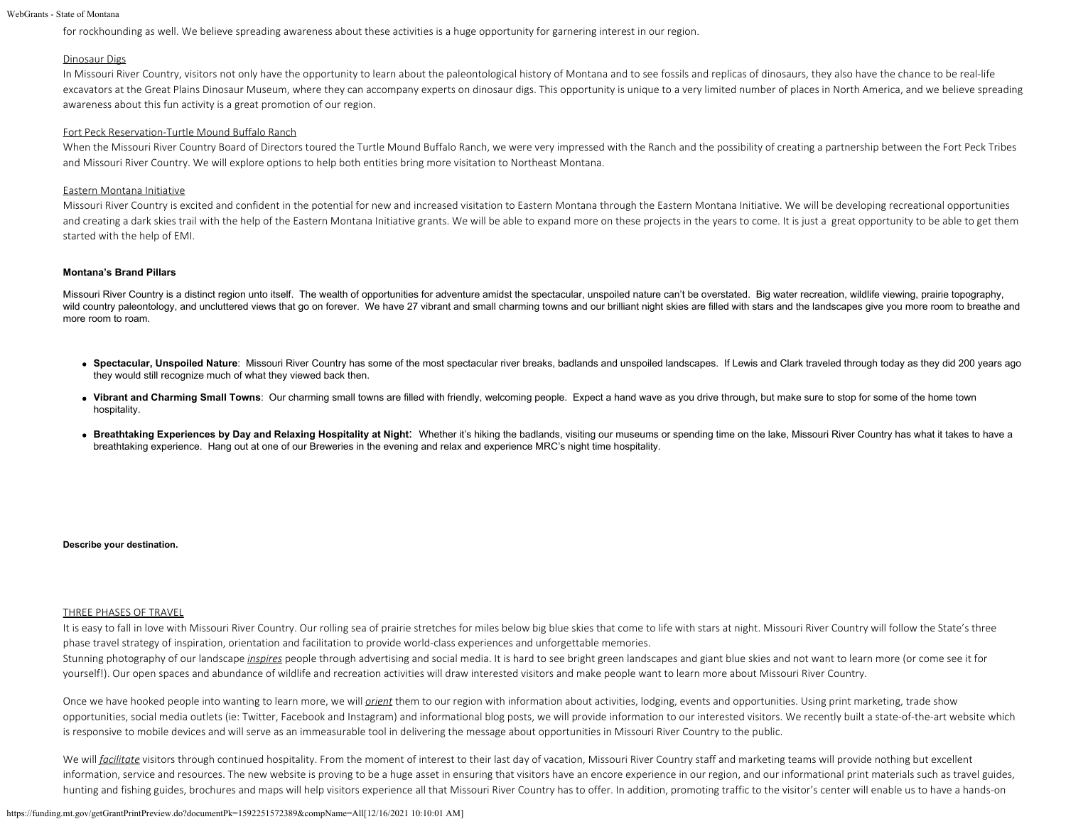for rockhounding as well. We believe spreading awareness about these activities is a huge opportunity for garnering interest in our region.

Dinosaur Digs

In Missouri River Country, visitors not only have the opportunity to learn about the paleontological history of Montana and to see fossils and replicas of dinosaurs, they also have the chance to be real-life excavators at the Great Plains Dinosaur Museum, where they can accompany experts on dinosaur digs. This opportunity is unique to a very limited number of places in North America, and we believe spreading awareness about this fun activity is a great promotion of our region.

Fort Peck Reservation-Turtle Mound Buffalo Ranch

When the Missouri River Country Board of Directors toured the Turtle Mound Buffalo Ranch, we were very impressed with the Ranch and the possibility of creating a partnership between the Fort Peck Tribes and Missouri River Country. We will explore options to help both entities bring more visitation to Northeast Montana.

Eastern Montana Initiative

Missouri River Country is excited and confident in the potential for new and increased visitation to Eastern Montana through the Eastern Montana Initiative. We will be developing recreational opportunities and creating a dark skies trail with the help of the Eastern Montana Initiative grants. We will be able to expand more on these projects in the years to come. It is just a great opportunity to be able to get them started with the help of EMI.

**Montana's Brand Pillars**

Missouri River Country is a distinct region unto itself. The wealth of opportunities for adventure amidst the spectacular, unspoiled nature can't be overstated. Big water recreation, wildlife viewing, prairie topography, wild country paleontology, and uncluttered views that go on forever. We have 27 vibrant and small charming towns and our brilliant night skies are filled with stars and the landscapes give you more room to breathe and more room to roam.

- **Spectacular, Unspoiled Nature**: Missouri River Country has some of the most spectacular river breaks, badlands and unspoiled landscapes. If Lewis and Clark traveled through today as they did 200 years ago they would still recognize much of what they viewed back then.
- **Vibrant and Charming Small Towns**: Our charming small towns are filled with friendly, welcoming people. Expect a hand wave as you drive through, but make sure to stop for some of the home town hospitality.
- **Breathtaking Experiences by Day and Relaxing Hospitality at Night**: Whether it's hiking the badlands, visiting our museums or spending time on the lake, Missouri River Country has what it takes to have a breathtaking experience. Hang out at one of our Breweries in the evening and relax and experience MRC's night time hospitality.

**Describe your destination.**

THREE PHASES OF TRAVEL

It is easy to fall in love with Missouri River Country. Our rolling sea of prairie stretches for miles below big blue skies that come to life with stars at night. Missouri River Country will follow the State's three phase travel strategy of inspiration, orientation and facilitation to provide world-class experiences and unforgettable memories.
Stunning photography of our landscape *inspires* people through advertising and social media. It is hard to see bright green landscapes and giant blue skies and not want to learn more (or come see it for yourself!). Our open spaces and abundance of wildlife and recreation activities will draw interested visitors and make people want to learn more about Missouri River Country.

Once we have hooked people into wanting to learn more, we will *orient* them to our region with information about activities, lodging, events and opportunities. Using print marketing, trade show opportunities, social media outlets (ie: Twitter, Facebook and Instagram) and informational blog posts, we will provide information to our interested visitors. We recently built a state-of-the-art website which is responsive to mobile devices and will serve as an immeasurable tool in delivering the message about opportunities in Missouri River Country to the public.

We will *facilitate* visitors through continued hospitality. From the moment of interest to their last day of vacation, Missouri River Country staff and marketing teams will provide nothing but excellent information, service and resources. The new website is proving to be a huge asset in ensuring that visitors have an encore experience in our region, and our informational print materials such as travel guides, hunting and fishing guides, brochures and maps will help visitors experience all that Missouri River Country has to offer. In addition, promoting traffic to the visitor's center will enable us to have a hands-on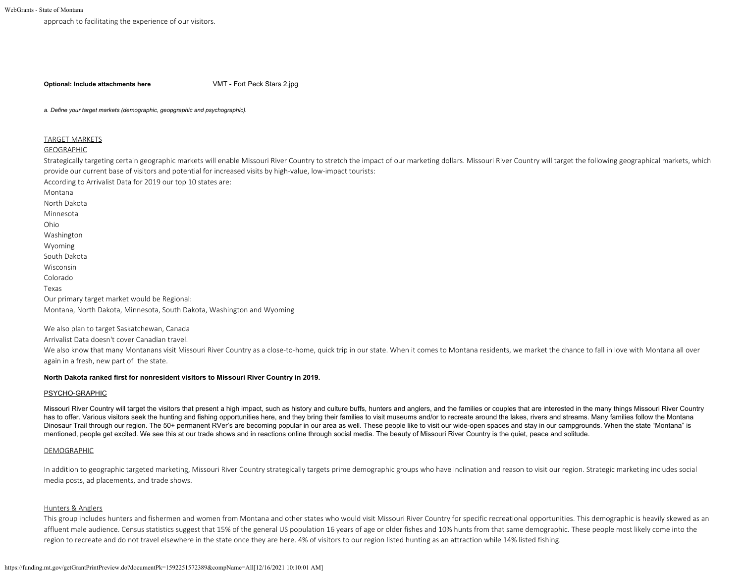approach to facilitating the experience of our visitors.

**Optional: Include attachments here** VMT - Fort Peck Stars 2.jpg

*a. Define your target markets (demographic, geopgraphic and psychographic).*

TARGET MARKETS

GEOGRAPHIC

Strategically targeting certain geographic markets will enable Missouri River Country to stretch the impact of our marketing dollars. Missouri River Country will target the following geographical markets, which provide our current base of visitors and potential for increased visits by high-value, low-impact tourists:

According to Arrivalist Data for 2019 our top 10 states are:

Montana
North Dakota
Minnesota
Ohio
Washington
Wyoming
South Dakota
Wisconsin
Colorado
Texas

Our primary target market would be Regional:

Montana, North Dakota, Minnesota, South Dakota, Washington and Wyoming

We also plan to target Saskatchewan, Canada

Arrivalist Data doesn't cover Canadian travel.

We also know that many Montanans visit Missouri River Country as a close-to-home, quick trip in our state. When it comes to Montana residents, we market the chance to fall in love with Montana all over again in a fresh, new part of the state.

**North Dakota ranked first for nonresident visitors to Missouri River Country in 2019.**

PSYCHO-GRAPHIC

Missouri River Country will target the visitors that present a high impact, such as history and culture buffs, hunters and anglers, and the families or couples that are interested in the many things Missouri River Country has to offer. Various visitors seek the hunting and fishing opportunities here, and they bring their families to visit museums and/or to recreate around the lakes, rivers and streams. Many families follow the Montana Dinosaur Trail through our region. The 50+ permanent RVer's are becoming popular in our area as well. These people like to visit our wide-open spaces and stay in our campgrounds. When the state "Montana" is mentioned, people get excited. We see this at our trade shows and in reactions online through social media. The beauty of Missouri River Country is the quiet, peace and solitude.

DEMOGRAPHIC

In addition to geographic targeted marketing, Missouri River Country strategically targets prime demographic groups who have inclination and reason to visit our region. Strategic marketing includes social media posts, ad placements, and trade shows.

Hunters & Anglers

This group includes hunters and fishermen and women from Montana and other states who would visit Missouri River Country for specific recreational opportunities. This demographic is heavily skewed as an affluent male audience. Census statistics suggest that 15% of the general US population 16 years of age or older fishes and 10% hunts from that same demographic. These people most likely come into the region to recreate and do not travel elsewhere in the state once they are here. 4% of visitors to our region listed hunting as an attraction while 14% listed fishing.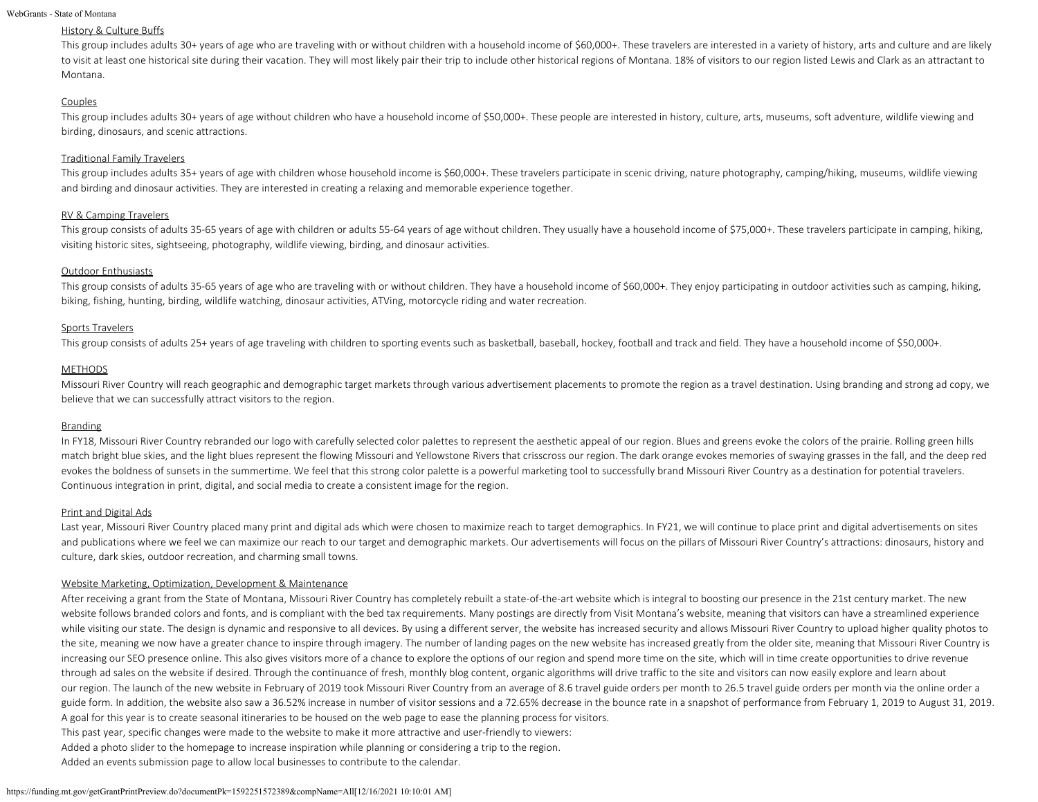History & Culture Buffs

This group includes adults 30+ years of age who are traveling with or without children with a household income of $60,000+. These travelers are interested in a variety of history, arts and culture and are likely to visit at least one historical site during their vacation. They will most likely pair their trip to include other historical regions of Montana. 18% of visitors to our region listed Lewis and Clark as an attractant to Montana.

Couples

This group includes adults 30+ years of age without children who have a household income of $50,000+. These people are interested in history, culture, arts, museums, soft adventure, wildlife viewing and birding, dinosaurs, and scenic attractions.

Traditional Family Travelers

This group includes adults 35+ years of age with children whose household income is $60,000+. These travelers participate in scenic driving, nature photography, camping/hiking, museums, wildlife viewing and birding and dinosaur activities. They are interested in creating a relaxing and memorable experience together.

RV & Camping Travelers

This group consists of adults 35-65 years of age with children or adults 55-64 years of age without children. They usually have a household income of $75,000+. These travelers participate in camping, hiking, visiting historic sites, sightseeing, photography, wildlife viewing, birding, and dinosaur activities.

Outdoor Enthusiasts

This group consists of adults 35-65 years of age who are traveling with or without children. They have a household income of $60,000+. They enjoy participating in outdoor activities such as camping, hiking, biking, fishing, hunting, birding, wildlife watching, dinosaur activities, ATVing, motorcycle riding and water recreation.

Sports Travelers

This group consists of adults 25+ years of age traveling with children to sporting events such as basketball, baseball, hockey, football and track and field. They have a household income of $50,000+.

METHODS

Missouri River Country will reach geographic and demographic target markets through various advertisement placements to promote the region as a travel destination. Using branding and strong ad copy, we believe that we can successfully attract visitors to the region.

Branding

In FY18, Missouri River Country rebranded our logo with carefully selected color palettes to represent the aesthetic appeal of our region. Blues and greens evoke the colors of the prairie. Rolling green hills match bright blue skies, and the light blues represent the flowing Missouri and Yellowstone Rivers that crisscross our region. The dark orange evokes memories of swaying grasses in the fall, and the deep red evokes the boldness of sunsets in the summertime. We feel that this strong color palette is a powerful marketing tool to successfully brand Missouri River Country as a destination for potential travelers. Continuous integration in print, digital, and social media to create a consistent image for the region.

Print and Digital Ads

Last year, Missouri River Country placed many print and digital ads which were chosen to maximize reach to target demographics. In FY21, we will continue to place print and digital advertisements on sites and publications where we feel we can maximize our reach to our target and demographic markets. Our advertisements will focus on the pillars of Missouri River Country's attractions: dinosaurs, history and culture, dark skies, outdoor recreation, and charming small towns.

Website Marketing, Optimization, Development & Maintenance

After receiving a grant from the State of Montana, Missouri River Country has completely rebuilt a state-of-the-art website which is integral to boosting our presence in the 21st century market. The new website follows branded colors and fonts, and is compliant with the bed tax requirements. Many postings are directly from Visit Montana's website, meaning that visitors can have a streamlined experience while visiting our state. The design is dynamic and responsive to all devices. By using a different server, the website has increased security and allows Missouri River Country to upload higher quality photos to the site, meaning we now have a greater chance to inspire through imagery. The number of landing pages on the new website has increased greatly from the older site, meaning that Missouri River Country is increasing our SEO presence online. This also gives visitors more of a chance to explore the options of our region and spend more time on the site, which will in time create opportunities to drive revenue through ad sales on the website if desired. Through the continuance of fresh, monthly blog content, organic algorithms will drive traffic to the site and visitors can now easily explore and learn about our region. The launch of the new website in February of 2019 took Missouri River Country from an average of 8.6 travel guide orders per month to 26.5 travel guide orders per month via the online order a guide form. In addition, the website also saw a 36.52% increase in number of visitor sessions and a 72.65% decrease in the bounce rate in a snapshot of performance from February 1, 2019 to August 31, 2019. A goal for this year is to create seasonal itineraries to be housed on the web page to ease the planning process for visitors.

This past year, specific changes were made to the website to make it more attractive and user-friendly to viewers:

Added a photo slider to the homepage to increase inspiration while planning or considering a trip to the region.

Added an events submission page to allow local businesses to contribute to the calendar.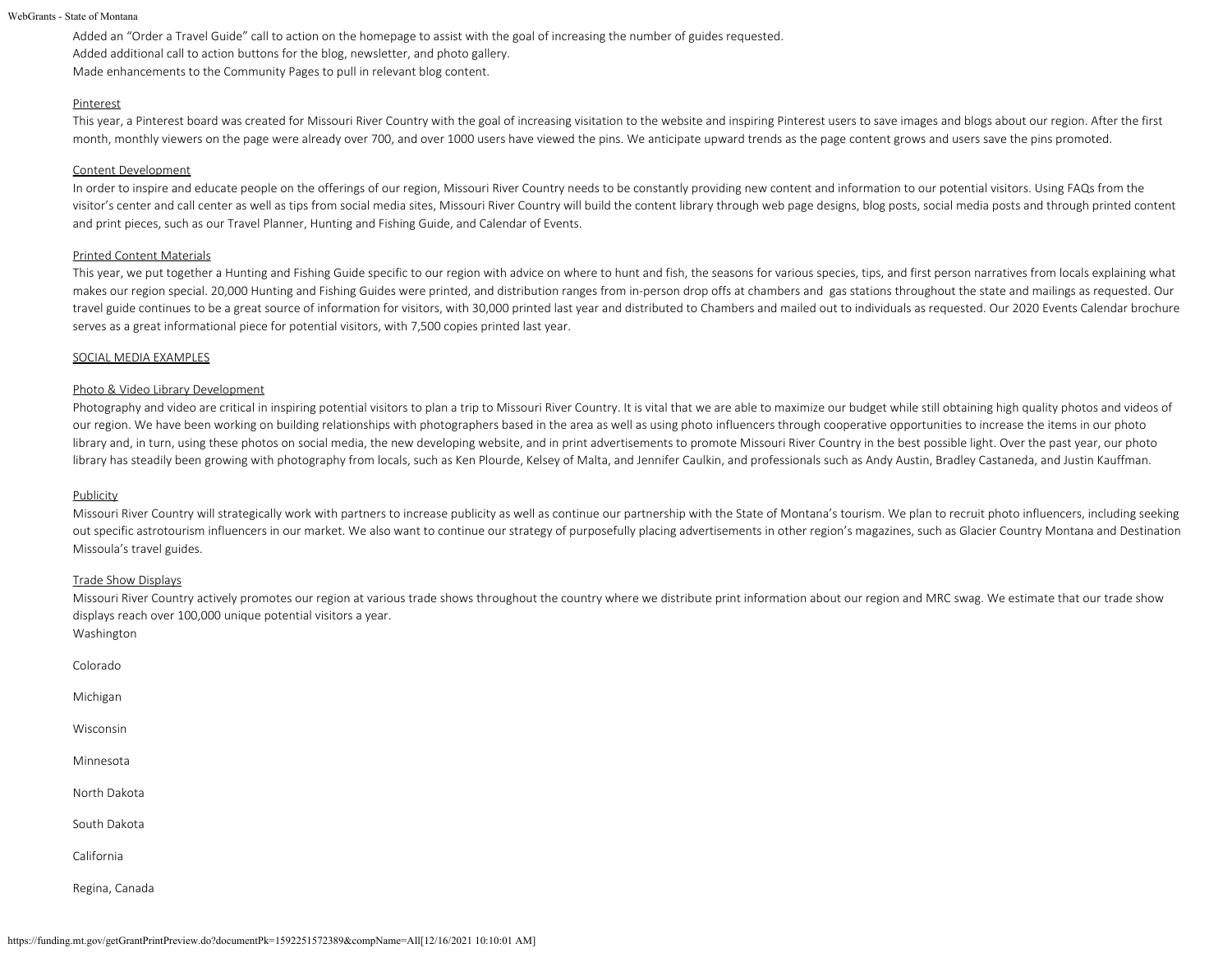Added an "Order a Travel Guide" call to action on the homepage to assist with the goal of increasing the number of guides requested.
Added additional call to action buttons for the blog, newsletter, and photo gallery.
Made enhancements to the Community Pages to pull in relevant blog content.

Pinterest

This year, a Pinterest board was created for Missouri River Country with the goal of increasing visitation to the website and inspiring Pinterest users to save images and blogs about our region. After the first month, monthly viewers on the page were already over 700, and over 1000 users have viewed the pins. We anticipate upward trends as the page content grows and users save the pins promoted.

Content Development

In order to inspire and educate people on the offerings of our region, Missouri River Country needs to be constantly providing new content and information to our potential visitors. Using FAQs from the visitor's center and call center as well as tips from social media sites, Missouri River Country will build the content library through web page designs, blog posts, social media posts and through printed content and print pieces, such as our Travel Planner, Hunting and Fishing Guide, and Calendar of Events.

Printed Content Materials

This year, we put together a Hunting and Fishing Guide specific to our region with advice on where to hunt and fish, the seasons for various species, tips, and first person narratives from locals explaining what makes our region special. 20,000 Hunting and Fishing Guides were printed, and distribution ranges from in-person drop offs at chambers and gas stations throughout the state and mailings as requested. Our travel guide continues to be a great source of information for visitors, with 30,000 printed last year and distributed to Chambers and mailed out to individuals as requested. Our 2020 Events Calendar brochure serves as a great informational piece for potential visitors, with 7,500 copies printed last year.

SOCIAL MEDIA EXAMPLES

Photo & Video Library Development

Photography and video are critical in inspiring potential visitors to plan a trip to Missouri River Country. It is vital that we are able to maximize our budget while still obtaining high quality photos and videos of our region. We have been working on building relationships with photographers based in the area as well as using photo influencers through cooperative opportunities to increase the items in our photo library and, in turn, using these photos on social media, the new developing website, and in print advertisements to promote Missouri River Country in the best possible light. Over the past year, our photo library has steadily been growing with photography from locals, such as Ken Plourde, Kelsey of Malta, and Jennifer Caulkin, and professionals such as Andy Austin, Bradley Castaneda, and Justin Kauffman.

Publicity

Missouri River Country will strategically work with partners to increase publicity as well as continue our partnership with the State of Montana's tourism. We plan to recruit photo influencers, including seeking out specific astrotourism influencers in our market. We also want to continue our strategy of purposefully placing advertisements in other region's magazines, such as Glacier Country Montana and Destination Missoula's travel guides.

Trade Show Displays

Missouri River Country actively promotes our region at various trade shows throughout the country where we distribute print information about our region and MRC swag. We estimate that our trade show displays reach over 100,000 unique potential visitors a year.

Washington

Colorado

Michigan

Wisconsin

Minnesota

North Dakota

South Dakota

California

Regina, Canada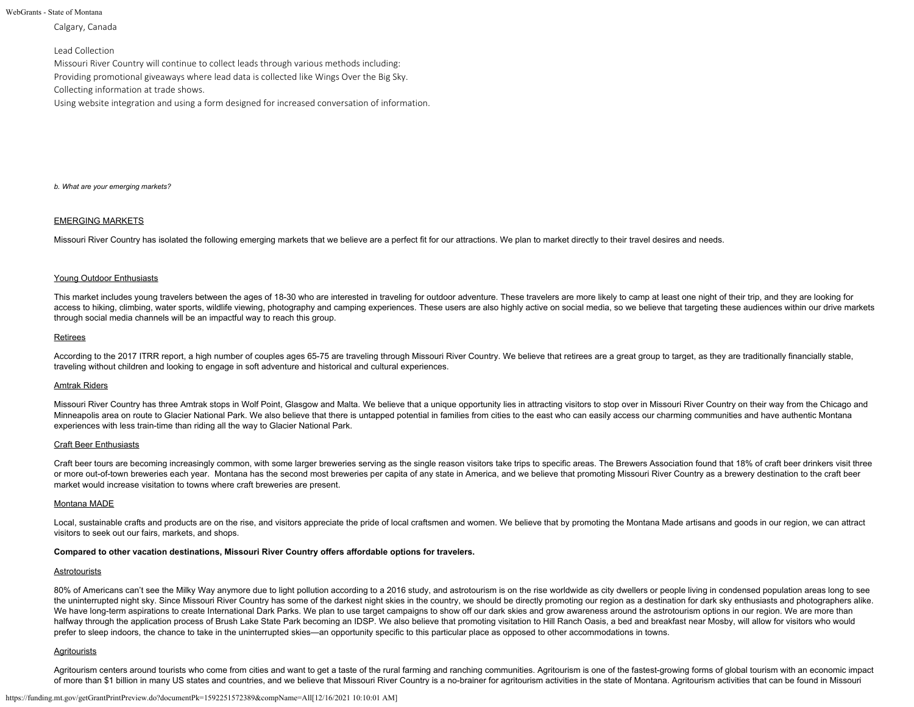Calgary, Canada

Lead Collection

Missouri River Country will continue to collect leads through various methods including:

Providing promotional giveaways where lead data is collected like Wings Over the Big Sky.

Collecting information at trade shows.

Using website integration and using a form designed for increased conversation of information.

*b. What are your emerging markets?*

EMERGING MARKETS

Missouri River Country has isolated the following emerging markets that we believe are a perfect fit for our attractions. We plan to market directly to their travel desires and needs.

Young Outdoor Enthusiasts

This market includes young travelers between the ages of 18-30 who are interested in traveling for outdoor adventure. These travelers are more likely to camp at least one night of their trip, and they are looking for access to hiking, climbing, water sports, wildlife viewing, photography and camping experiences. These users are also highly active on social media, so we believe that targeting these audiences within our drive markets through social media channels will be an impactful way to reach this group.

Retirees

According to the 2017 ITRR report, a high number of couples ages 65-75 are traveling through Missouri River Country. We believe that retirees are a great group to target, as they are traditionally financially stable, traveling without children and looking to engage in soft adventure and historical and cultural experiences.

Amtrak Riders

Missouri River Country has three Amtrak stops in Wolf Point, Glasgow and Malta. We believe that a unique opportunity lies in attracting visitors to stop over in Missouri River Country on their way from the Chicago and Minneapolis area on route to Glacier National Park. We also believe that there is untapped potential in families from cities to the east who can easily access our charming communities and have authentic Montana experiences with less train-time than riding all the way to Glacier National Park.

Craft Beer Enthusiasts

Craft beer tours are becoming increasingly common, with some larger breweries serving as the single reason visitors take trips to specific areas. The Brewers Association found that 18% of craft beer drinkers visit three or more out-of-town breweries each year. Montana has the second most breweries per capita of any state in America, and we believe that promoting Missouri River Country as a brewery destination to the craft beer market would increase visitation to towns where craft breweries are present.

Montana MADE

Local, sustainable crafts and products are on the rise, and visitors appreciate the pride of local craftsmen and women. We believe that by promoting the Montana Made artisans and goods in our region, we can attract visitors to seek out our fairs, markets, and shops.

**Compared to other vacation destinations, Missouri River Country offers affordable options for travelers.**

Astrotourists

80% of Americans can't see the Milky Way anymore due to light pollution according to a 2016 study, and astrotourism is on the rise worldwide as city dwellers or people living in condensed population areas long to see the uninterrupted night sky. Since Missouri River Country has some of the darkest night skies in the country, we should be directly promoting our region as a destination for dark sky enthusiasts and photographers alike. We have long-term aspirations to create International Dark Parks. We plan to use target campaigns to show off our dark skies and grow awareness around the astrotourism options in our region. We are more than halfway through the application process of Brush Lake State Park becoming an IDSP. We also believe that promoting visitation to Hill Ranch Oasis, a bed and breakfast near Mosby, will allow for visitors who would prefer to sleep indoors, the chance to take in the uninterrupted skies—an opportunity specific to this particular place as opposed to other accommodations in towns.

Agritourists

Agritourism centers around tourists who come from cities and want to get a taste of the rural farming and ranching communities. Agritourism is one of the fastest-growing forms of global tourism with an economic impact of more than $1 billion in many US states and countries, and we believe that Missouri River Country is a no-brainer for agritourism activities in the state of Montana. Agritourism activities that can be found in Missouri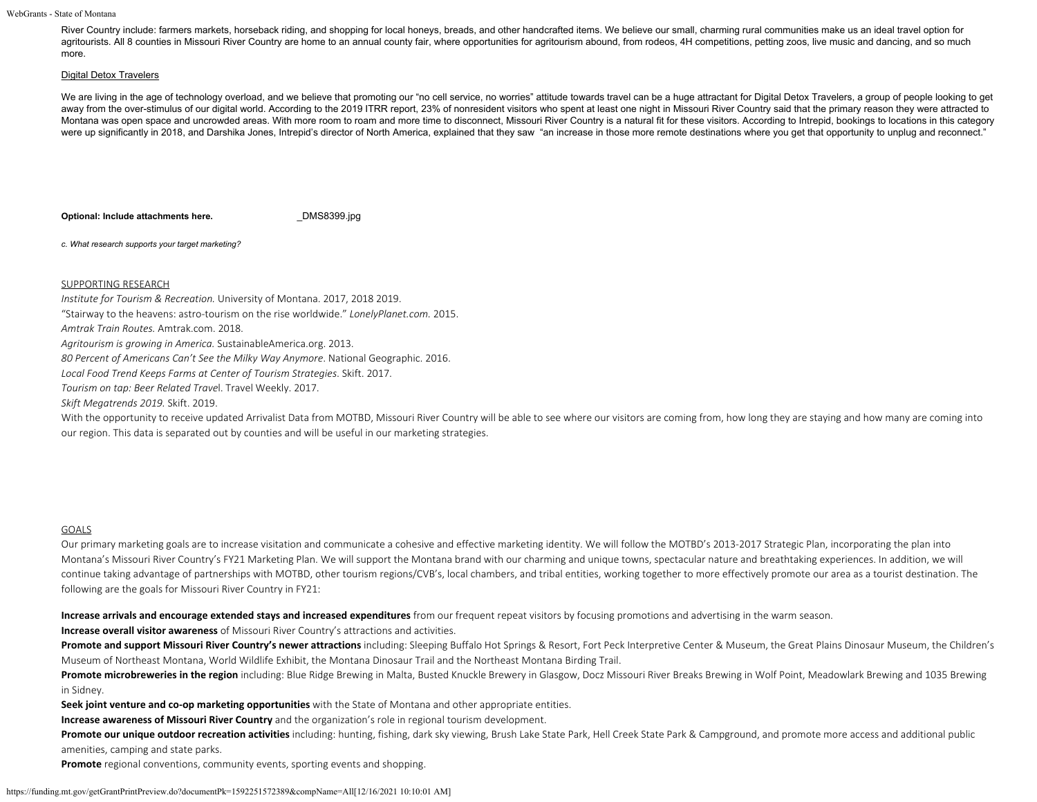River Country include: farmers markets, horseback riding, and shopping for local honeys, breads, and other handcrafted items. We believe our small, charming rural communities make us an ideal travel option for agritourists. All 8 counties in Missouri River Country are home to an annual county fair, where opportunities for agritourism abound, from rodeos, 4H competitions, petting zoos, live music and dancing, and so much more.

Digital Detox Travelers

We are living in the age of technology overload, and we believe that promoting our "no cell service, no worries" attitude towards travel can be a huge attractant for Digital Detox Travelers, a group of people looking to get away from the over-stimulus of our digital world. According to the 2019 ITRR report, 23% of nonresident visitors who spent at least one night in Missouri River Country said that the primary reason they were attracted to Montana was open space and uncrowded areas. With more room to roam and more time to disconnect, Missouri River Country is a natural fit for these visitors. According to Intrepid, bookings to locations in this category were up significantly in 2018, and Darshika Jones, Intrepid's director of North America, explained that they saw "an increase in those more remote destinations where you get that opportunity to unplug and reconnect."

**Optional: Include attachments here.** _DMS8399.jpg

*c. What research supports your target marketing?*

SUPPORTING RESEARCH

*Institute for Tourism & Recreation.* University of Montana. 2017, 2018 2019.
"Stairway to the heavens: astro-tourism on the rise worldwide." *LonelyPlanet.com.* 2015.
*Amtrak Train Routes.* Amtrak.com. 2018.
*Agritourism is growing in America.* SustainableAmerica.org. 2013.
*80 Percent of Americans Can't See the Milky Way Anymore*. National Geographic. 2016.
*Local Food Trend Keeps Farms at Center of Tourism Strategies*. Skift. 2017.
*Tourism on tap: Beer Related Travel*. Travel Weekly. 2017.
*Skift Megatrends 2019.* Skift. 2019.
With the opportunity to receive updated Arrivalist Data from MOTBD, Missouri River Country will be able to see where our visitors are coming from, how long they are staying and how many are coming into our region. This data is separated out by counties and will be useful in our marketing strategies.

GOALS

Our primary marketing goals are to increase visitation and communicate a cohesive and effective marketing identity. We will follow the MOTBD's 2013-2017 Strategic Plan, incorporating the plan into Montana's Missouri River Country's FY21 Marketing Plan. We will support the Montana brand with our charming and unique towns, spectacular nature and breathtaking experiences. In addition, we will continue taking advantage of partnerships with MOTBD, other tourism regions/CVB's, local chambers, and tribal entities, working together to more effectively promote our area as a tourist destination. The following are the goals for Missouri River Country in FY21:

**Increase arrivals and encourage extended stays and increased expenditures** from our frequent repeat visitors by focusing promotions and advertising in the warm season.
**Increase overall visitor awareness** of Missouri River Country's attractions and activities.
**Promote and support Missouri River Country's newer attractions** including: Sleeping Buffalo Hot Springs & Resort, Fort Peck Interpretive Center & Museum, the Great Plains Dinosaur Museum, the Children's Museum of Northeast Montana, World Wildlife Exhibit, the Montana Dinosaur Trail and the Northeast Montana Birding Trail.
**Promote microbreweries in the region** including: Blue Ridge Brewing in Malta, Busted Knuckle Brewery in Glasgow, Docz Missouri River Breaks Brewing in Wolf Point, Meadowlark Brewing and 1035 Brewing in Sidney.
**Seek joint venture and co-op marketing opportunities** with the State of Montana and other appropriate entities.
**Increase awareness of Missouri River Country** and the organization's role in regional tourism development.
**Promote our unique outdoor recreation activities** including: hunting, fishing, dark sky viewing, Brush Lake State Park, Hell Creek State Park & Campground, and promote more access and additional public amenities, camping and state parks.
**Promote** regional conventions, community events, sporting events and shopping.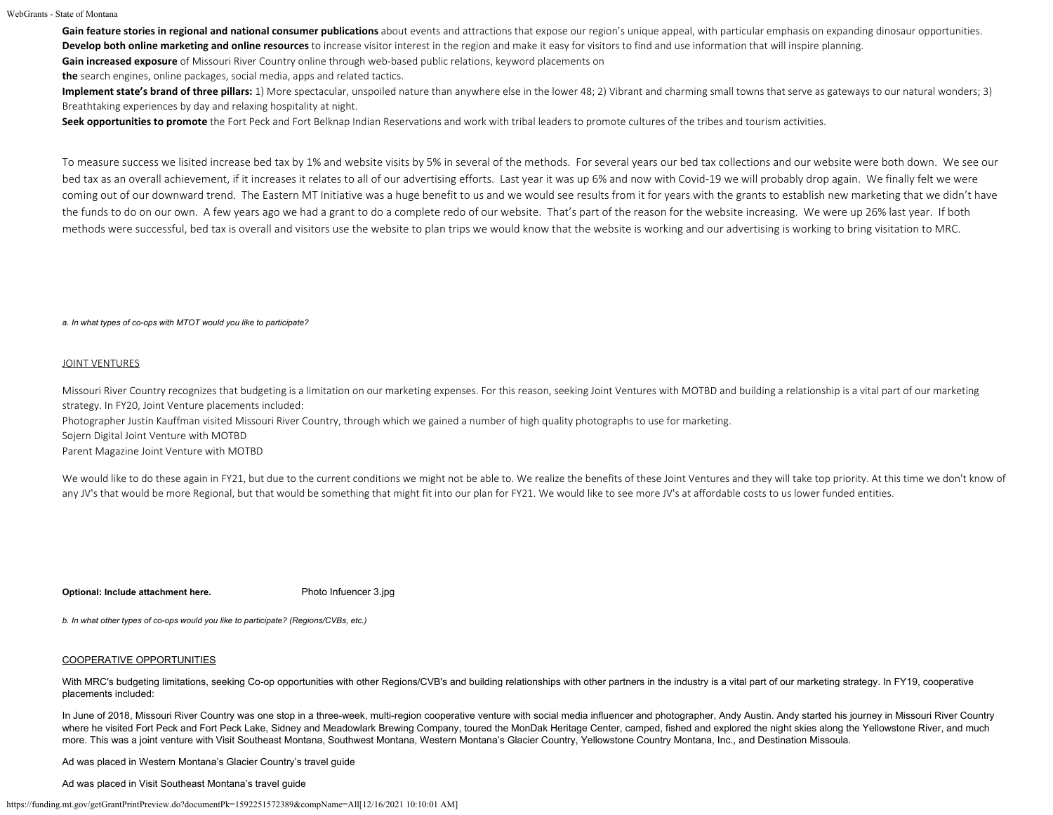**Gain feature stories in regional and national consumer publications** about events and attractions that expose our region's unique appeal, with particular emphasis on expanding dinosaur opportunities.
**Develop both online marketing and online resources** to increase visitor interest in the region and make it easy for visitors to find and use information that will inspire planning.
**Gain increased exposure** of Missouri River Country online through web-based public relations, keyword placements on
**the** search engines, online packages, social media, apps and related tactics.
**Implement state's brand of three pillars:** 1) More spectacular, unspoiled nature than anywhere else in the lower 48; 2) Vibrant and charming small towns that serve as gateways to our natural wonders; 3) Breathtaking experiences by day and relaxing hospitality at night.
**Seek opportunities to promote** the Fort Peck and Fort Belknap Indian Reservations and work with tribal leaders to promote cultures of the tribes and tourism activities.

To measure success we lisited increase bed tax by 1% and website visits by 5% in several of the methods. For several years our bed tax collections and our website were both down. We see our bed tax as an overall achievement, if it increases it relates to all of our advertising efforts. Last year it was up 6% and now with Covid-19 we will probably drop again. We finally felt we were coming out of our downward trend. The Eastern MT Initiative was a huge benefit to us and we would see results from it for years with the grants to establish new marketing that we didn't have the funds to do on our own. A few years ago we had a grant to do a complete redo of our website. That's part of the reason for the website increasing. We were up 26% last year. If both methods were successful, bed tax is overall and visitors use the website to plan trips we would know that the website is working and our advertising is working to bring visitation to MRC.

*a. In what types of co-ops with MTOT would you like to participate?*

JOINT VENTURES

Missouri River Country recognizes that budgeting is a limitation on our marketing expenses. For this reason, seeking Joint Ventures with MOTBD and building a relationship is a vital part of our marketing strategy. In FY20, Joint Venture placements included:
Photographer Justin Kauffman visited Missouri River Country, through which we gained a number of high quality photographs to use for marketing.
Sojern Digital Joint Venture with MOTBD
Parent Magazine Joint Venture with MOTBD

We would like to do these again in FY21, but due to the current conditions we might not be able to. We realize the benefits of these Joint Ventures and they will take top priority. At this time we don't know of any JV's that would be more Regional, but that would be something that might fit into our plan for FY21. We would like to see more JV's at affordable costs to us lower funded entities.

**Optional: Include attachment here.** Photo Infuencer 3.jpg

*b. In what other types of co-ops would you like to participate? (Regions/CVBs, etc.)*

COOPERATIVE OPPORTUNITIES

With MRC's budgeting limitations, seeking Co-op opportunities with other Regions/CVB's and building relationships with other partners in the industry is a vital part of our marketing strategy. In FY19, cooperative placements included:

In June of 2018, Missouri River Country was one stop in a three-week, multi-region cooperative venture with social media influencer and photographer, Andy Austin. Andy started his journey in Missouri River Country where he visited Fort Peck and Fort Peck Lake, Sidney and Meadowlark Brewing Company, toured the MonDak Heritage Center, camped, fished and explored the night skies along the Yellowstone River, and much more. This was a joint venture with Visit Southeast Montana, Southwest Montana, Western Montana's Glacier Country, Yellowstone Country Montana, Inc., and Destination Missoula.

Ad was placed in Western Montana's Glacier Country's travel guide

Ad was placed in Visit Southeast Montana's travel guide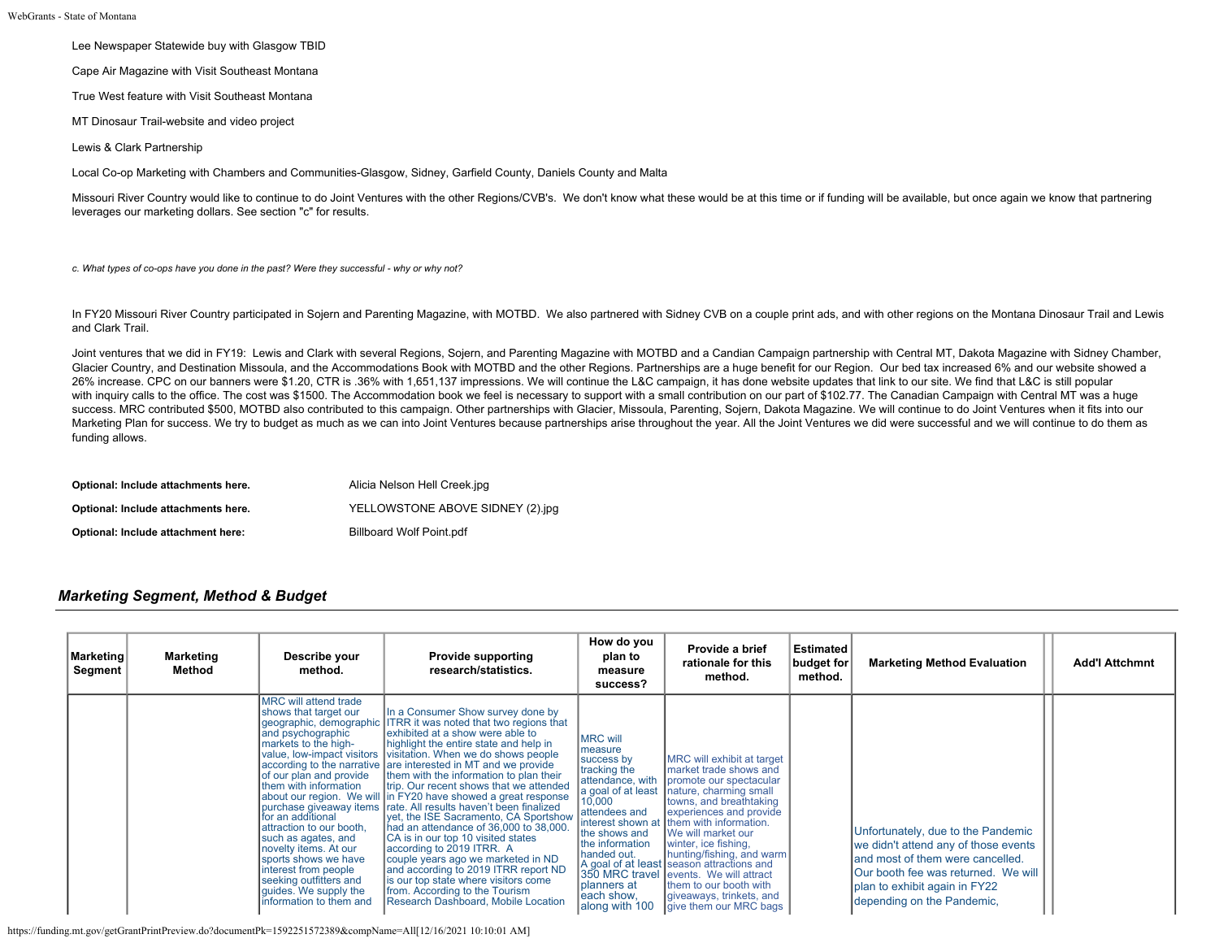Lee Newspaper Statewide buy with Glasgow TBID

Cape Air Magazine with Visit Southeast Montana

True West feature with Visit Southeast Montana

MT Dinosaur Trail-website and video project

Lewis & Clark Partnership

Local Co-op Marketing with Chambers and Communities-Glasgow, Sidney, Garfield County, Daniels County and Malta

Missouri River Country would like to continue to do Joint Ventures with the other Regions/CVB's. We don't know what these would be at this time or if funding will be available, but once again we know that partnering leverages our marketing dollars. See section "c" for results.

*c. What types of co-ops have you done in the past? Were they successful - why or why not?*

In FY20 Missouri River Country participated in Sojern and Parenting Magazine, with MOTBD. We also partnered with Sidney CVB on a couple print ads, and with other regions on the Montana Dinosaur Trail and Lewis and Clark Trail.

Joint ventures that we did in FY19: Lewis and Clark with several Regions, Sojern, and Parenting Magazine with MOTBD and a Candian Campaign partnership with Central MT, Dakota Magazine with Sidney Chamber, Glacier Country, and Destination Missoula, and the Accommodations Book with MOTBD and the other Regions. Partnerships are a huge benefit for our Region. Our bed tax increased 6% and our website showed a 26% increase. CPC on our banners were $1.20, CTR is .36% with 1,651,137 impressions. We will continue the L&C campaign, it has done website updates that link to our site. We find that L&C is still popular with inquiry calls to the office. The cost was $1500. The Accommodation book we feel is necessary to support with a small contribution on our part of $102.77. The Canadian Campaign with Central MT was a huge success. MRC contributed $500, MOTBD also contributed to this campaign. Other partnerships with Glacier, Missoula, Parenting, Sojern, Dakota Magazine. We will continue to do Joint Ventures when it fits into our Marketing Plan for success. We try to budget as much as we can into Joint Ventures because partnerships arise throughout the year. All the Joint Ventures we did were successful and we will continue to do them as funding allows.

**Optional: Include attachments here.** Alicia Nelson Hell Creek.jpg

**Optional: Include attachments here.** YELLOWSTONE ABOVE SIDNEY (2).jpg

**Optional: Include attachment here:** Billboard Wolf Point.pdf

## *Marketing Segment, Method & Budget*

| Marketing Segment | Marketing Method | Describe your method. | Provide supporting research/statistics. | How do you plan to measure success? | Provide a brief rationale for this method. | Estimated budget for method. | Marketing Method Evaluation | Add'l Attchmnt |
|---|---|---|---|---|---|---|---|---|
| | | MRC will attend trade shows that target our geographic, demographic and psychographic markets to the high-value, low-impact visitors according to the narrative of our plan and provide them with information about our region. We will purchase giveaway items for an additional attraction to our booth, such as agates, and novelty items. At our sports shows we have interest from people seeking outfitters and guides. We supply the information to them and | In a Consumer Show survey done by ITRR it was noted that two regions that exhibited at a show were able to highlight the entire state and help in visitation. When we do shows people are interested in MT and we provide them with the information to plan their trip. Our recent shows that we attended in FY20 have showed a great response rate. All results haven't been finalized yet, the ISE Sacramento, CA Sportshow had an attendance of 36,000 to 38,000. CA is in our top 10 visited states according to 2019 ITRR. A couple years ago we marketed in ND and according to 2019 ITRR report ND is our top state where visitors come from. According to the Tourism Research Dashboard, Mobile Location | MRC will measure success by tracking the attendance, with a goal of at least 10,000 attendees and interest shown at the shows and the information handed out. A goal of at least 350 MRC travel planners at each show, along with 100 | MRC will exhibit at target market trade shows and promote our spectacular nature, charming small towns, and breathtaking experiences and provide them with information. We will market our winter, ice fishing, hunting/fishing, and warm season attractions and events. We will attract them to our booth with giveaways, trinkets, and give them our MRC bags | | Unfortunately, due to the Pandemic we didn't attend any of those events and most of them were cancelled. Our booth fee was returned. We will plan to exhibit again in FY22 depending on the Pandemic, | |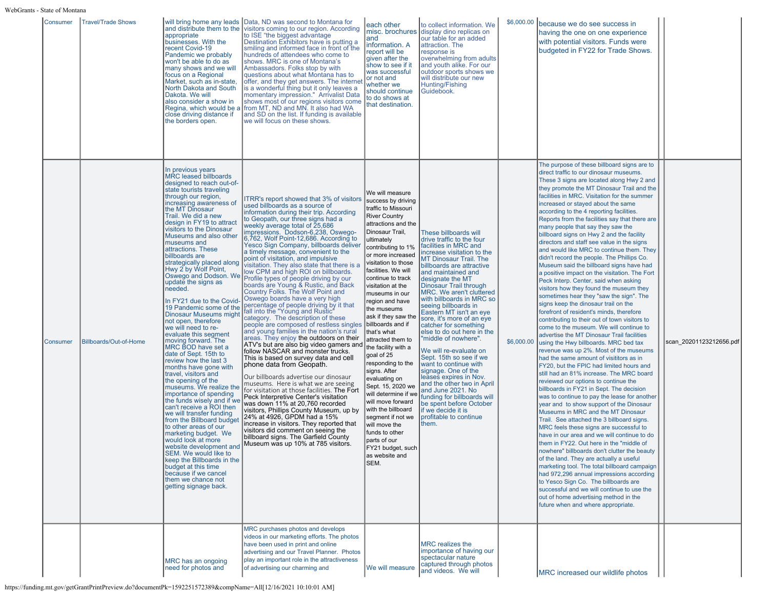| | | | | | | | | | |
|---|---|---|---|---|---|---|---|---|---|
| Consumer | Travel/Trade Shows | will bring home any leads and distribute them to the appropriate businesses. With the recent Covid-19 Pandemic we probably won't be able to do as many shows and we will focus on a Regional Market, such as in-state, North Dakota and South Dakota. We will also consider a show in Regina, which would be a close driving distance if the borders open. | Data, ND was second to Montana for visitors coming to our region. According to ISE "the biggest advantage Destination Exhibitors have is putting a smiling and informed face in front of the hundreds of attendees who come to shows. MRC is one of Montana's Ambassadors. Folks stop by with questions about what Montana has to offer, and they get answers. The internet is a wonderful thing but it only leaves a momentary impression." Arrivalist Data shows most of our regions visitors come from MT, ND and MN. It also had WA and SD on the list. If funding is available we will focus on these shows. | each other misc. brochures and information. A report will be given after the show to see if it was successful or not and whether we should continue to do shows at that destination. | to collect information. We display dino replicas on our table for an added attraction. The response is overwhelming from adults and youth alike. For our outdoor sports shows we will distribute our new Hunting/Fishing Guidebook. | $6,000.00 | because we do see success in having the one on one experience with potential visitors. Funds were budgeted in FY22 for Trade Shows. | | |
| Consumer | Billboards/Out-of-Home | In previous years MRC leased billboards designed to reach out-of-state tourists traveling through our region, increasing awareness of the MT Dinosaur Trail. We did a new design in FY19 to attract visitors to the Dinosaur Museums and also other museums and attractions. These billboards are strategically placed along Hwy 2 by Wolf Point, Oswego and Dodson. We update the signs as needed.<br><br>In FY21 due to the Covid-19 Pandemic some of the Dinosaur Museums might not open, therefore we will need to re-evaluate this segment moving forward. The MRC BOD have set a date of Sept. 15th to review how the last 3 months have gone with travel, visitors and the opening of the museums. We realize the importance of spending the funds wisely and if we can't receive a ROI then we will transfer funding from the Billboard budget to other areas of our marketing budget. We would look at more website development and SEM. We would like to keep the Billboards in the budget at this time because if we cancel them we chance not getting signage back. | ITRR's report showed that 3% of visitors used billboards as a source of information during their trip. According to Geopath, our three signs had a weekly average total of 25,686 impressions. Dodson-6,238, Oswego-6,762, Wolf Point-12,686. According to Yesco Sign Company, billboards deliver a timely message, convenient to the point of visitation, and impulsive visitation. They also state that there is a low CPM and high ROI on billboards. Profile types of people driving by our boards are Young & Rustic, and Back Country Folks. The Wolf Point and Oswego boards have a very high percentage of people driving by it that fall into the "Young and Rustic" category. The description of these people are composed of restless singles and young families in the nation's rural areas. They enjoy the outdoors on their ATV's but are also big video gamers and follow NASCAR and monster trucks. This is based on survey data and cell phone data from Geopath.<br><br>Our billboards advertise our dinosaur museums. Here is what we are seeing for visitation at those facilities. The Fort Peck Interpretive Center's visitation was down 11% at 20,760 recorded visitors, Phillips County Museum, up by 24% at 4926, GPDM had a 15% increase in visitors. They reported that visitors did comment on seeing the billboard signs. The Garfield County Museum was up 10% at 785 visitors. | We will measure success by driving traffic to Missouri River Country attractions and the Dinosaur Trail, ultimately contributing to 1% or more increased visitation to those facilities. We will continue to track visitation at the museums in our region and have the museums ask if they saw the billboards and if that's what attracted them to the facility with a goal of 25 responding to the signs. After evaluating on Sept. 15, 2020 we will determine if we will move forward with the billboard segment if not we will move the funds to other parts of our FY21 budget, such as website and SEM. | These billboards will drive traffic to the four facilities in MRC and increase visitation to the MT Dinosaur Trail. The billboards are attractive and maintained and designate the MT Dinosaur Trail through MRC. We aren't cluttered with billboards in MRC so seeing billboards in Eastern MT isn't an eye sore, it's more of an eye catcher for something else to do out here in the "middle of nowhere".<br><br>We will re-evaluate on Sept. 15th so see if we want to continue with signage. One of the leases expires in Nov. and the other two in April and June 2021. No funding for billboards will be spent before October if we decide it is profitable to continue them. | $6,000.00 | The purpose of these billboard signs are to direct traffic to our dinosaur museums. These 3 signs are located along Hwy 2 and they promote the MT Dinosaur Trail and the facilities in MRC. Visitation for the summer increased or stayed about the same according to the 4 reporting facilities. Reports from the facilities say that there are many people that say they saw the billboard signs on Hwy 2 and the facility directors and staff see value in the signs and would like MRC to continue them. They didn't record the people. The Phillips Co. Museum said the billboard signs have had a positive impact on the visitation. The Fort Peck Interp. Center, said when asking visitors how they found the museum they sometimes hear they "saw the sign". The signs keep the dinosaur trail on the forefront of resident's minds, therefore contributing to their out of town visitors to come to the museum. We will continue to advertise the MT Dinosaur Trail facilities using the Hwy billboards. MRC bed tax revenue was up 2%. Most of the museums had the same amount of visitors as in FY20, but the FPIC had limited hours and still had an 81% increase. The MRC board reviewed our options to continue the billboards in FY21 in Sept. The decision was to continue to pay the lease for another year and to show support of the Dinosaur Museums in MRC and the MT Dinosaur Trail. See attached the 3 billboard signs. MRC feels these signs are successful to have in our area and we will continue to do them in FY22. Out here in the "middle of nowhere" billboards don't clutter the beauty of the land. They are actually a useful marketing tool. The total billboard campaign had 972,296 annual impressions according to Yesco Sign Co. The billboards are successful and we will continue to use the out of home advertising method in the future when and where appropriate. | | scan_20201123212656.pdf |
| | | MRC has an ongoing need for photos and | MRC purchases photos and develops videos in our marketing efforts. The photos have been used in print and online advertising and our Travel Planner. Photos play an important role in the attractiveness of advertising our charming and | We will measure | MRC realizes the importance of having our spectacular nature captured through photos and videos. We will | | MRC increased our wildlife photos | | |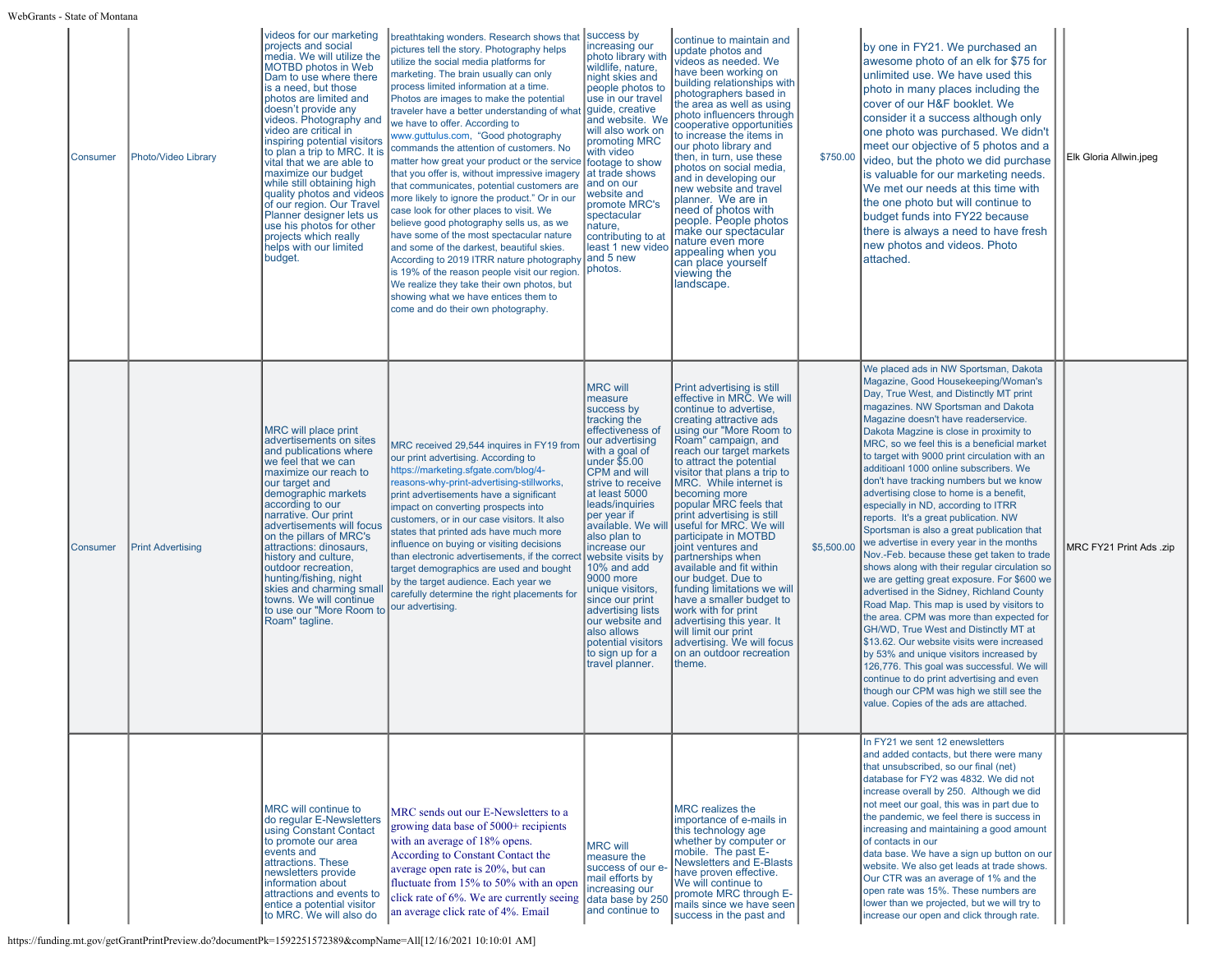| | | | | | | | | | |
|---|---|---|---|---|---|---|---|---|---|
| Consumer | Photo/Video Library | videos for our marketing projects and social media. We will utilize the MOTBD photos in Web Dam to use where there is a need, but those photos are limited and doesn't provide any videos. Photography and video are critical in inspiring potential visitors to plan a trip to MRC. It is vital that we are able to maximize our budget while still obtaining high quality photos and videos of our region. Our Travel Planner designer lets us use his photos for other projects which really helps with our limited budget. | breathtaking wonders. Research shows that pictures tell the story. Photography helps utilize the social media platforms for marketing. The brain usually can only process limited information at a time. Photos are images to make the potential traveler have a better understanding of what we have to offer. According to www.guttulus.com, "Good photography commands the attention of customers. No matter how great your product or the service that you offer is, without impressive imagery that communicates, potential customers are more likely to ignore the product." Or in our case look for other places to visit. We believe good photography sells us, as we have some of the most spectacular nature and some of the darkest, beautiful skies. According to 2019 ITRR nature photography is 19% of the reason people visit our region. We realize they take their own photos, but showing what we have entices them to come and do their own photography. | success by increasing our photo library with wildlife, nature, night skies and people photos to use in our travel guide, creative and website. We will also work on promoting MRC with video footage to show at trade shows and on our website and promote MRC's spectacular nature, contributing to at least 1 new video and 5 new photos. | continue to maintain and update photos and videos as needed. We have been working on building relationships with photographers based in the area as well as using photo influencers through cooperative opportunities to increase the items in our photo library and then, in turn, use these photos on social media, and in developing our new website and travel planner. We are in need of photos with people. People photos make our spectacular nature even more appealing when you can place yourself viewing the landscape. | $750.00 | by one in FY21. We purchased an awesome photo of an elk for $75 for unlimited use. We have used this photo in many places including the cover of our H&F booklet. We consider it a success although only one photo was purchased. We didn't meet our objective of 5 photos and a video, but the photo we did purchase is valuable for our marketing needs. We met our needs at this time with the one photo but will continue to budget funds into FY22 because there is always a need to have fresh new photos and videos. Photo attached. | | Elk Gloria Allwin.jpeg |
| Consumer | Print Advertising | MRC will place print advertisements on sites and publications where we feel that we can maximize our reach to our target and demographic markets according to our narrative. Our print advertisements will focus on the pillars of MRC's attractions: dinosaurs, history and culture, outdoor recreation, hunting/fishing, night skies and charming small towns. We will continue to use our "More Room to Roam" tagline. | MRC received 29,544 inquires in FY19 from our print advertising. According to https://marketing.sfgate.com/blog/4-reasons-why-print-advertising-stillworks, print advertisements have a significant impact on converting prospects into customers, or in our case visitors. It also states that printed ads have much more influence on buying or visiting decisions than electronic advertisements, if the correct target demographics are used and bought by the target audience. Each year we carefully determine the right placements for our advertising. | MRC will measure success by tracking the effectiveness of our advertising with a goal of under $5.00 CPM and will strive to receive at least 5000 leads/inquiries per year if available. We will also plan to increase our website visits by 10% and add 9000 more unique visitors, since our print advertising lists our website and also allows potential visitors to sign up for a travel planner. | Print advertising is still effective in MRC. We will continue to advertise, creating attractive ads using our "More Room to Roam" campaign, and reach our target markets to attract the potential visitor that plans a trip to MRC. While internet is becoming more popular MRC feels that print advertising is still useful for MRC. We will participate in MOTBD joint ventures and partnerships when available and fit within our budget. Due to funding limitations we will have a smaller budget to work with for print advertising this year. It will limit our print advertising. We will focus on an outdoor recreation theme. | $5,500.00 | We placed ads in NW Sportsman, Dakota Magazine, Good Housekeeping/Woman's Day, True West, and Distinctly MT print magazines. NW Sportsman and Dakota Magazine doesn't have readerservice. Dakota Magzine is close in proximity to MRC, so we feel this is a beneficial market to target with 9000 print circulation with an additioanl 1000 online subscribers. We don't have tracking numbers but we know advertising close to home is a benefit, especially in ND, according to ITRR reports. It's a great publication. NW Sportsman is also a great publication that we advertise in every year in the months Nov.-Feb. because these get taken to trade shows along with their regular circulation so we are getting great exposure. For $600 we advertised in the Sidney, Richland County Road Map. This map is used by visitors to the area. CPM was more than expected for GH/WD, True West and Distinctly MT at $13.62. Our website visits were increased by 53% and unique visitors increased by 126,776. This goal was successful. We will continue to do print advertising and even though our CPM was high we still see the value. Copies of the ads are attached. | | MRC FY21 Print Ads .zip |
| | | MRC will continue to do regular E-Newsletters using Constant Contact to promote our area events and attractions. These newsletters provide information about attractions and events to entice a potential visitor to MRC. We will also do | MRC sends out our E-Newsletters to a growing data base of 5000+ recipients with an average of 18% opens. According to Constant Contact the average open rate is 20%, but can fluctuate from 15% to 50% with an open click rate of 6%. We are currently seeing an average click rate of 4%. Email | MRC will measure the success of our e-mail efforts by increasing our data base by 250 and continue to | MRC realizes the importance of e-mails in this technology age whether by computer or mobile. The past E-Newsletters and E-Blasts have proven effective. We will continue to promote MRC through E-mails since we have seen success in the past and | | In FY21 we sent 12 enewsletters and added contacts, but there were many that unsubscribed, so our final (net) database for FY2 was 4832. We did not increase overall by 250. Although we did not meet our goal, this was in part due to the pandemic, we feel there is success in increasing and maintaining a good amount of contacts in our data base. We have a sign up button on our website. We also get leads at trade shows. Our CTR was an average of 1% and the open rate was 15%. These numbers are lower than we projected, but we will try to increase our open and click through rate. | | |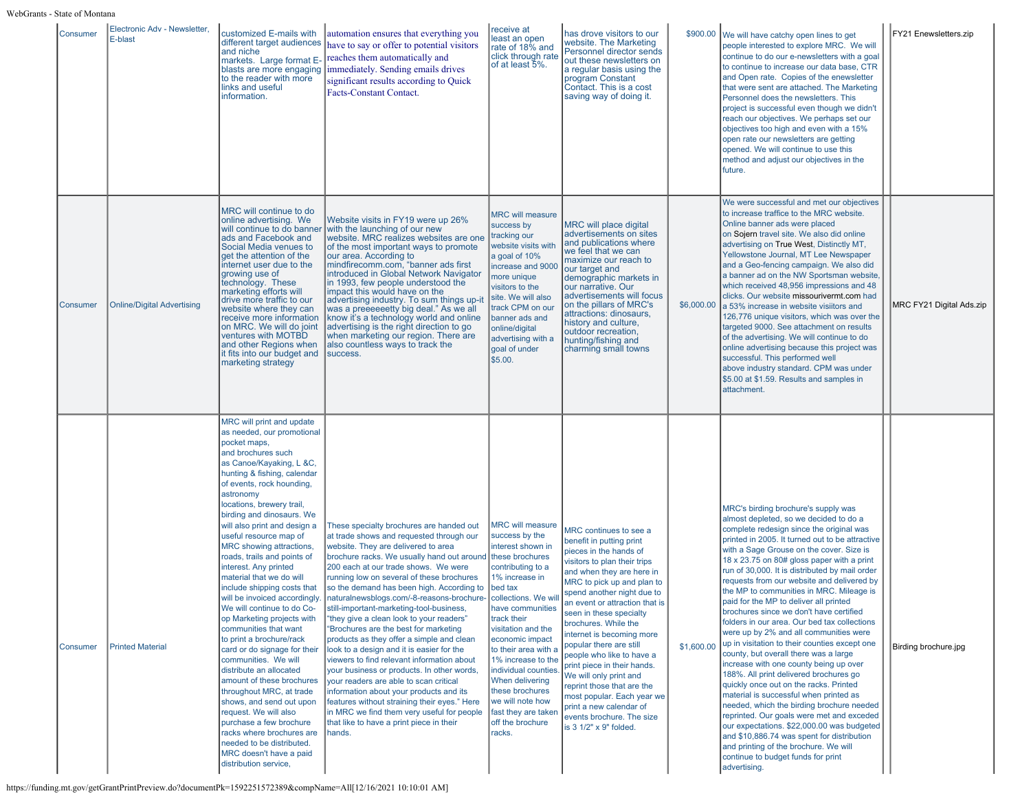| | | | | | | | | |
|---|---|---|---|---|---|---|---|---|
| Consumer | Electronic Adv - Newsletter, E-blast | customized E-mails with different target audiences and niche markets. Large format E-blasts are more engaging to the reader with more links and useful information. | automation ensures that everything you have to say or offer to potential visitors reaches them automatically and immediately. Sending emails drives significant results according to Quick Facts-Constant Contact. | receive at least an open rate of 18% and click through rate of at least 5%. | has drove visitors to our website. The Marketing Personnel director sends out these newsletters on a regular basis using the program Constant Contact. This is a cost saving way of doing it. | $900.00 | We will have catchy open lines to get people interested to explore MRC. We will continue to do our e-newsletters with a goal to continue to increase our data base, CTR and Open rate. Copies of the enewsletter that were sent are attached. The Marketing Personnel does the newsletters. This project is successful even though we didn't reach our objectives. We perhaps set our objectives too high and even with a 15% open rate our newsletters are getting opened. We will continue to use this method and adjust our objectives in the future. | FY21 Enewsletters.zip |
| Consumer | Online/Digital Advertising | MRC will continue to do online advertising. We will continue to do banner ads and Facebook and Social Media venues to get the attention of the internet user due to the growing use of technology. These marketing efforts will drive more traffic to our website where they can receive more information on MRC. We will do joint ventures with MOTBD and other Regions when it fits into our budget and marketing strategy | Website visits in FY19 were up 26% with the launching of our new website. MRC realizes websites are one of the most important ways to promote our area. According to mindfirecomm.com, "banner ads first introduced in Global Network Navigator in 1993, few people understood the impact this would have on the advertising industry. To sum things up-it was a preeeeeetty big deal." As we all know it's a technology world and online advertising is the right direction to go when marketing our region. There are also countless ways to track the success. | MRC will measure success by tracking our website visits with a goal of 10% increase and 9000 more unique visitors to the site. We will also track CPM on our banner ads and online/digital advertising with a goal of under $5.00. | MRC will place digital advertisements on sites and publications where we feel that we can maximize our reach to our target and demographic markets in our narrative. Our advertisements will focus on the pillars of MRC's attractions: dinosaurs, history and culture, outdoor recreation, hunting/fishing and charming small towns | $6,000.00 | We were successful and met our objectives to increase traffice to the MRC website. Online banner ads were placed on Sojern travel site. We also did online advertising on True West, Distinctly MT, Yellowstone Journal, MT Lee Newspaper and a Geo-fencing campaign. We also did a banner ad on the NW Sportsman website, which received 48,956 impressions and 48 clicks. Our website missourivermt.com had a 53% increase in website visiitors and 126,776 unique visitors, which was over the targeted 9000. See attachment on results of the advertising. We will continue to do online advertising because this project was successful. This performed well above industry standard. CPM was under $5.00 at $1.59. Results and samples in attachment. | MRC FY21 Digital Ads.zip |
| Consumer | Printed Material | MRC will print and update as needed, our promotional pocket maps, and brochures such as Canoe/Kayaking, L &C, hunting & fishing, calendar of events, rock hounding, astronomy locations, brewery trail, birding and dinosaurs. We will also print and design a useful resource map of MRC showing attractions, roads, trails and points of interest. Any printed material that we do will include shipping costs that will be invoiced accordingly. We will continue to do Co-op Marketing projects with communities that want to print a brochure/rack card or do signage for their communities. We will distribute an allocated amount of these brochures throughout MRC, at trade shows, and send out upon request. We will also purchase a few brochure racks where brochures are needed to be distributed. MRC doesn't have a paid distribution service, | These specialty brochures are handed out at trade shows and requested through our website. They are delivered to area brochure racks. We usually hand out around 200 each at our trade shows. We were running low on several of these brochures so the demand has been high. According to naturalnewsblogs.com/-8-reasons-brochure-still-important-marketing-tool-business, "they give a clean look to your readers" "Brochures are the best for marketing products as they offer a simple and clean look to a design and it is easier for the viewers to find relevant information about your business or products. In other words, your readers are able to scan critical information about your products and its features without straining their eyes." Here in MRC we find them very useful for people that like to have a print piece in their hands. | MRC will measure success by the interest shown in these brochures contributing to a 1% increase in bed tax collections. We will have communities track their visitation and the economic impact to their area with a 1% increase to the individual counties. When delivering these brochures we will note how fast they are taken off the brochure racks. | MRC continues to see a benefit in putting print pieces in the hands of visitors to plan their trips and when they are here in MRC to pick up and plan to spend another night due to an event or attraction that is seen in these specialty brochures. While the internet is becoming more popular there are still people who like to have a print piece in their hands. We will only print and reprint those that are the most popular. Each year we print a new calendar of events brochure. The size is 3 1/2" x 9" folded. | $1,600.00 | MRC's birding brochure's supply was almost depleted, so we decided to do a complete redesign since the original was printed in 2005. It turned out to be attractive with a Sage Grouse on the cover. Size is 18 x 23.75 on 80# gloss paper with a print run of 30,000. It is distributed by mail order requests from our website and delivered by the MP to communities in MRC. Mileage is paid for the MP to deliver all printed brochures since we don't have certified folders in our area. Our bed tax collections were up by 2% and all communities were up in visitation to their counties except one county, but overall there was a large increase with one county being up over 188%. All print delivered brochures go quickly once out on the racks. Printed material is successful when printed as needed, which the birding brochure needed reprinted. Our goals were met and exceded our expectations. $22,000.00 was budgeted and $10,886.74 was spent for distribution and printing of the brochure. We will continue to budget funds for print advertising. | Birding brochure.jpg |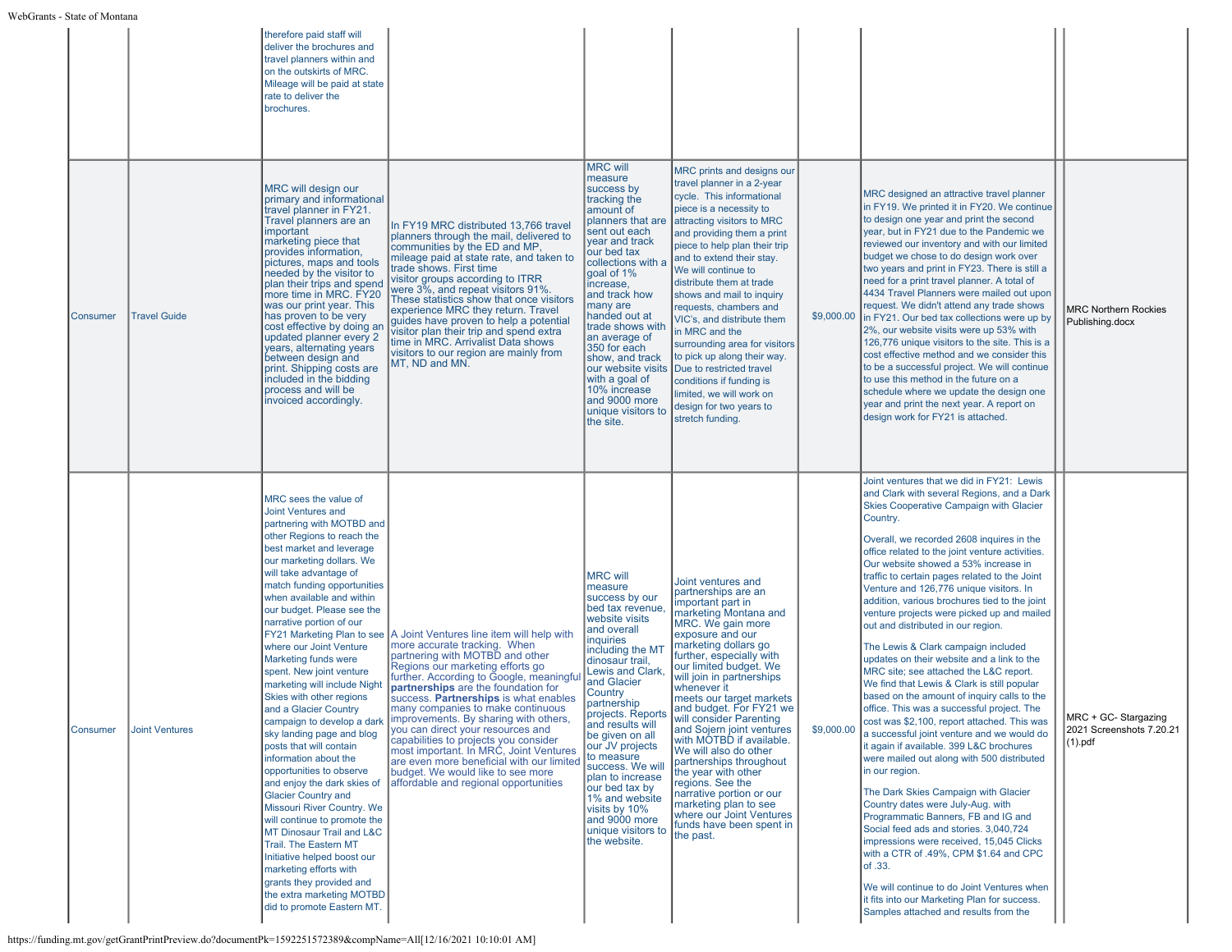| | | | | | | | | | |
|---|---|---|---|---|---|---|---|---|---|
| | | therefore paid staff will deliver the brochures and travel planners within and on the outskirts of MRC. Mileage will be paid at state rate to deliver the brochures. | | | | | | | |
| Consumer | Travel Guide | MRC will design our primary and informational travel planner in FY21. Travel planners are an important marketing piece that provides information, pictures, maps and tools needed by the visitor to plan their trips and spend more time in MRC. FY20 was our print year. This has proven to be very cost effective by doing an updated planner every 2 years, alternating years between design and print. Shipping costs are included in the bidding process and will be invoiced accordingly. | In FY19 MRC distributed 13,766 travel planners through the mail, delivered to communities by the ED and MP, mileage paid at state rate, and taken to trade shows. First time visitor groups according to ITRR were 3%, and repeat visitors 91%. These statistics show that once visitors experience MRC they return. Travel guides have proven to help a potential visitor plan their trip and spend extra time in MRC. Arrivalist Data shows visitors to our region are mainly from MT, ND and MN. | MRC will measure success by tracking the amount of planners that are sent out each year and track our bed tax collections with a goal of 1% increase, and track how many are handed out at trade shows with an average of 350 for each show, and track our website visits with a goal of 10% increase and 9000 more unique visitors to the site. | MRC prints and designs our travel planner in a 2-year cycle. This informational piece is a necessity to attracting visitors to MRC and providing them a print piece to help plan their trip and to extend their stay. We will continue to distribute them at trade shows and mail to inquiry requests, chambers and VIC's, and distribute them in MRC and the surrounding area for visitors to pick up along their way. Due to restricted travel conditions if funding is limited, we will work on design for two years to stretch funding. | $9,000.00 | MRC designed an attractive travel planner in FY19. We printed it in FY20. We continue to design one year and print the second year, but in FY21 due to the Pandemic we reviewed our inventory and with our limited budget we chose to do design work over two years and print in FY23. There is still a need for a print travel planner. A total of 4434 Travel Planners were mailed out upon request. We didn't attend any trade shows in FY21. Our bed tax collections were up by 2%, our website visits were up 53% with 126,776 unique visitors to the site. This is a cost effective method and we consider this to be a successful project. We will continue to use this method in the future on a schedule where we update the design one year and print the next year. A report on design work for FY21 is attached. | | MRC Northern Rockies Publishing.docx |
| Consumer | Joint Ventures | MRC sees the value of Joint Ventures and partnering with MOTBD and other Regions to reach the best market and leverage our marketing dollars. We will take advantage of match funding opportunities when available and within our budget. Please see the narrative portion of our FY21 Marketing Plan to see where our Joint Venture Marketing funds were spent. New joint venture marketing will include Night Skies with other regions and a Glacier Country campaign to develop a dark sky landing page and blog posts that will contain information about the opportunities to observe and enjoy the dark skies of Glacier Country and Missouri River Country. We will continue to promote the MT Dinosaur Trail and L&C Trail. The Eastern MT Initiative helped boost our marketing efforts with grants they provided and the extra marketing MOTBD did to promote Eastern MT. | A Joint Ventures line item will help with more accurate tracking. When partnering with MOTBD and other Regions our marketing efforts go further. According to Google, meaningful **partnerships** are the foundation for success. **Partnerships** is what enables many companies to make continuous improvements. By sharing with others, you can direct your resources and capabilities to projects you consider most important. In MRC, Joint Ventures are even more beneficial with our limited budget. We would like to see more affordable and regional opportunities | MRC will measure success by our bed tax revenue, website visits and overall inquiries including the MT dinosaur trail, Lewis and Clark, and Glacier Country partnership projects. Reports and results will be given on all our JV projects to measure success. We will plan to increase our bed tax by 1% and website visits by 10% and 9000 more unique visitors to the website. | Joint ventures and partnerships are an important part in marketing Montana and MRC. We gain more exposure and our marketing dollars go further, especially with our limited budget. We will join in partnerships whenever it meets our target markets and budget. For FY21 we will consider Parenting and Sojern joint ventures with MOTBD if available. We will also do other partnerships throughout the year with other regions. See the narrative portion or our marketing plan to see where our Joint Ventures funds have been spent in the past. | $9,000.00 | Joint ventures that we did in FY21: Lewis and Clark with several Regions, and a Dark Skies Cooperative Campaign with Glacier Country.<br><br>Overall, we recorded 2608 inquires in the office related to the joint venture activities. Our website showed a 53% increase in traffic to certain pages related to the Joint Venture and 126,776 unique visitors. In addition, various brochures tied to the joint venture projects were picked up and mailed out and distributed in our region.<br><br>The Lewis & Clark campaign included updates on their website and a link to the MRC site; see attached the L&C report. We find that Lewis & Clark is still popular based on the amount of inquiry calls to the office. This was a successful project. The cost was $2,100, report attached. This was a successful joint venture and we would do it again if available. 399 L&C brochures were mailed out along with 500 distributed in our region.<br><br>The Dark Skies Campaign with Glacier Country dates were July-Aug. with Programmatic Banners, FB and IG and Social feed ads and stories. 3,040,724 impressions were received, 15,045 Clicks with a CTR of .49%, CPM $1.64 and CPC of .33.<br><br>We will continue to do Joint Ventures when it fits into our Marketing Plan for success. Samples attached and results from the | | MRC + GC- Stargazing 2021 Screenshots 7.20.21 (1).pdf |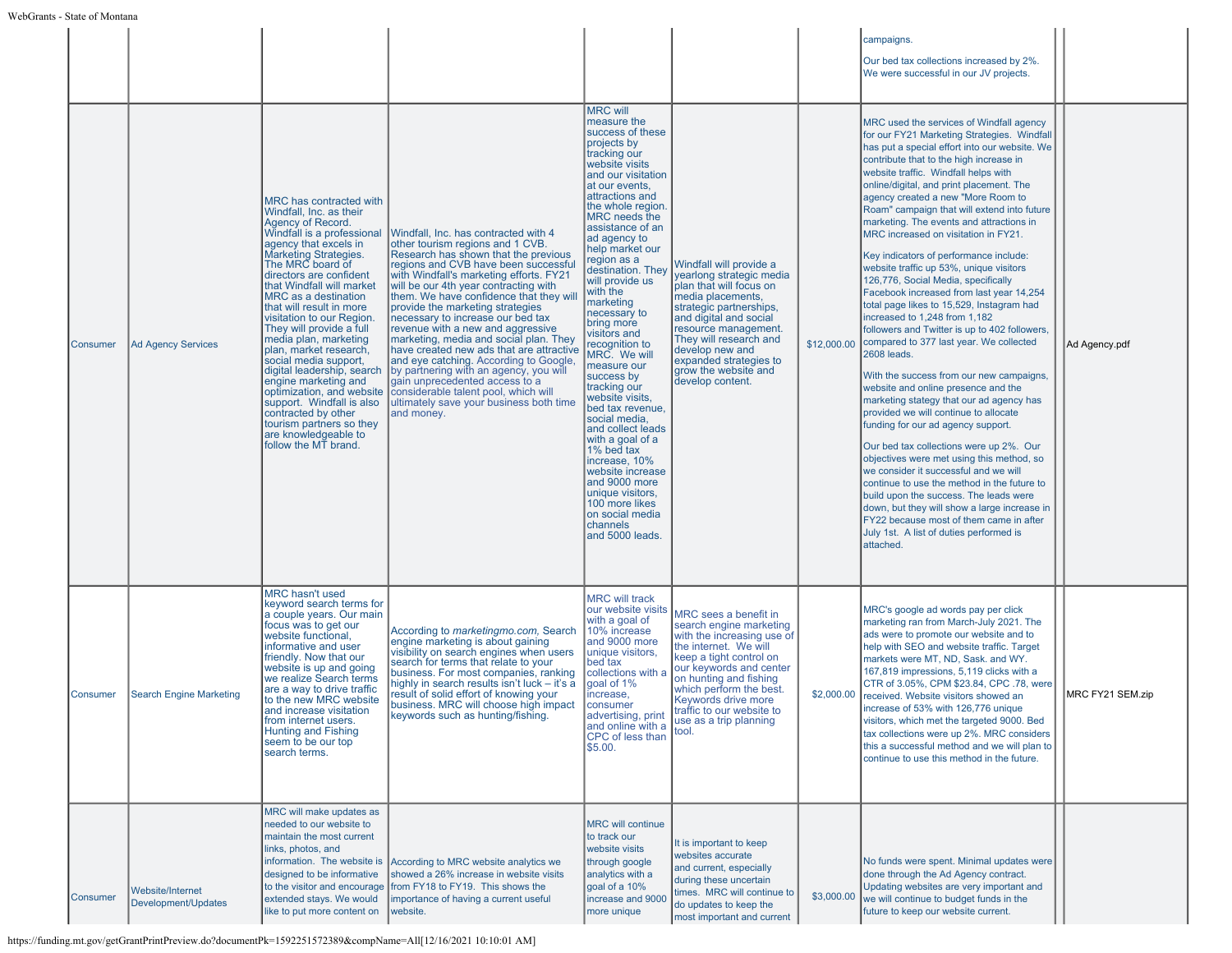| | | | | | | | | |
|---|---|---|---|---|---|---|---|---|
| | | | | | | campaigns.<br><br>Our bed tax collections increased by 2%. We were successful in our JV projects. | | |
| Consumer | Ad Agency Services | MRC has contracted with Windfall, Inc. as their Agency of Record. Windfall is a professional agency that excels in Marketing Strategies. The MRC board of directors are confident that Windfall will market MRC as a destination that will result in more visitation to our Region. They will provide a full media plan, marketing plan, market research, social media support, digital leadership, search engine marketing and optimization, and website support. Windfall is also contracted by other tourism partners so they are knowledgeable to follow the MT brand. | Windfall, Inc. has contracted with 4 other tourism regions and 1 CVB. Research has shown that the previous regions and CVB have been successful with Windfall's marketing efforts. FY21 will be our 4th year contracting with them. We have confidence that they will provide the marketing strategies necessary to increase our bed tax revenue with a new and aggressive marketing, media and social plan. They have created new ads that are attractive and eye catching. According to Google, by partnering with an agency, you will gain unprecedented access to a considerable talent pool, which will ultimately save your business both time and money. | MRC will measure the success of these projects by tracking our website visits and our visitation at our events, attractions and the whole region. MRC needs the assistance of an ad agency to help market our region as a destination. They will provide us with the marketing necessary to bring more visitors and recognition to MRC. We will measure our success by tracking our website visits, bed tax revenue, social media, and collect leads with a goal of a 1% bed tax increase, 10% website increase and 9000 more unique visitors, 100 more likes on social media channels and 5000 leads. | Windfall will provide a yearlong strategic media plan that will focus on media placements, strategic partnerships, and digital and social resource management. They will research and develop new and expanded strategies to grow the website and develop content. | $12,000.00 | MRC used the services of Windfall agency for our FY21 Marketing Strategies. Windfall has put a special effort into our website. We contribute that to the high increase in website traffic. Windfall helps with online/digital, and print placement. The agency created a new "More Room to Roam" campaign that will extend into future marketing. The events and attractions in MRC increased on visitation in FY21.<br><br>Key indicators of performance include: website traffic up 53%, unique visitors 126,776, Social Media, specifically Facebook increased from last year 14,254 total page likes to 15,529, Instagram had increased to 1,248 from 1,182 followers and Twitter is up to 402 followers, compared to 377 last year. We collected 2608 leads.<br><br>With the success from our new campaigns, website and online presence and the marketing stategy that our ad agency has provided we will continue to allocate funding for our ad agency support.<br><br>Our bed tax collections were up 2%. Our objectives were met using this method, so we consider it successful and we will continue to use the method in the future to build upon the success. The leads were down, but they will show a large increase in FY22 because most of them came in after July 1st. A list of duties performed is attached. | Ad Agency.pdf |
| Consumer | Search Engine Marketing | MRC hasn't used keyword search terms for a couple years. Our main focus was to get our website functional, informative and user friendly. Now that our website is up and going we realize Search terms are a way to drive traffic to the new MRC website and increase visitation from internet users. Hunting and Fishing seem to be our top search terms. | According to *marketingmo.com,* Search engine marketing is about gaining visibility on search engines when users search for terms that relate to your business. For most companies, ranking highly in search results isn't luck – it's a result of solid effort of knowing your business. MRC will choose high impact keywords such as hunting/fishing. | MRC will track our website visits with a goal of 10% increase and 9000 more unique visitors, bed tax collections with a goal of 1% increase, consumer advertising, print and online with a CPC of less than $5.00. | MRC sees a benefit in search engine marketing with the increasing use of the internet. We will keep a tight control on our keywords and center on hunting and fishing which perform the best. Keywords drive more traffic to our website to use as a trip planning tool. | $2,000.00 | MRC's google ad words pay per click marketing ran from March-July 2021. The ads were to promote our website and to help with SEO and website traffic. Target markets were MT, ND, Sask. and WY. 167,819 impressions, 5,119 clicks with a CTR of 3.05%, CPM $23.84, CPC .78, were received. Website visitors showed an increase of 53% with 126,776 unique visitors, which met the targeted 9000. Bed tax collections were up 2%. MRC considers this a successful method and we will plan to continue to use this method in the future. | MRC FY21 SEM.zip |
| Consumer | Website/Internet Development/Updates | MRC will make updates as needed to our website to maintain the most current links, photos, and information. The website is designed to be informative to the visitor and encourage extended stays. We would like to put more content on | According to MRC website analytics we showed a 26% increase in website visits from FY18 to FY19. This shows the importance of having a current useful website. | MRC will continue to track our website visits through google analytics with a goal of a 10% increase and 9000 more unique | It is important to keep websites accurate and current, especially during these uncertain times. MRC will continue to do updates to keep the most important and current | $3,000.00 | No funds were spent. Minimal updates were done through the Ad Agency contract. Updating websites are very important and we will continue to budget funds in the future to keep our website current. | |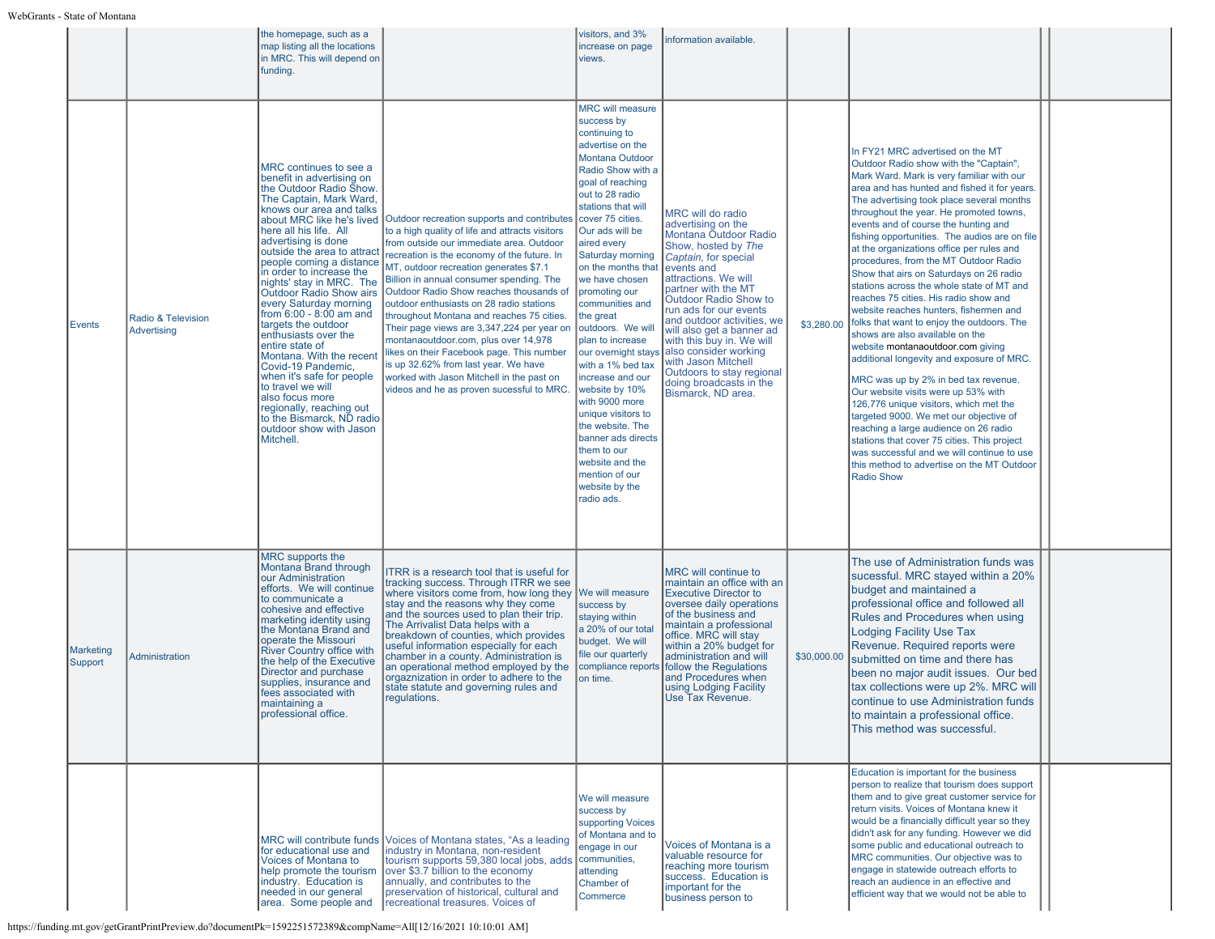| | | | | | | | | | |
|---|---|---|---|---|---|---|---|---|---|
| | | the homepage, such as a map listing all the locations in MRC. This will depend on funding. | | visitors, and 3% increase on page views. | information available. | | | | |
| Events | Radio & Television Advertising | MRC continues to see a benefit in advertising on the Outdoor Radio Show. The Captain, Mark Ward, knows our area and talks about MRC like he's lived here all his life. All advertising is done outside the area to attract people coming a distance in order to increase the nights' stay in MRC. The Outdoor Radio Show airs every Saturday morning from 6:00 - 8:00 am and targets the outdoor enthusiasts over the entire state of Montana. With the recent Covid-19 Pandemic, when it's safe for people to travel we will also focus more regionally, reaching out to the Bismarck, ND radio outdoor show with Jason Mitchell. | Outdoor recreation supports and contributes to a high quality of life and attracts visitors from outside our immediate area. Outdoor recreation is the economy of the future. In MT, outdoor recreation generates $7.1 Billion in annual consumer spending. The Outdoor Radio Show reaches thousands of outdoor enthusiasts on 28 radio stations throughout Montana and reaches 75 cities. Their page views are 3,347,224 per year on montanaoutdoor.com, plus over 14,978 likes on their Facebook page. This number is up 32.62% from last year. We have worked with Jason Mitchell in the past on videos and he as proven sucessful to MRC. | MRC will measure success by continuing to advertise on the Montana Outdoor Radio Show with a goal of reaching out to 28 radio stations that will cover 75 cities. Our ads will be aired every Saturday morning on the months that we have chosen promoting our communities and the great outdoors. We will plan to increase our overnight stays with a 1% bed tax increase and our website by 10% with 9000 more unique visitors to the website. The banner ads directs them to our website and the mention of our website by the radio ads. | MRC will do radio advertising on the Montana Outdoor Radio Show, hosted by *The Captain*, for special events and attractions. We will partner with the MT Outdoor Radio Show to run ads for our events and outdoor activities, we will also get a banner ad with this buy in. We will also consider working with Jason Mitchell Outdoors to stay regional doing broadcasts in the Bismarck, ND area. | $3,280.00 | In FY21 MRC advertised on the MT Outdoor Radio show with the "Captain", Mark Ward. Mark is very familiar with our area and has hunted and fished it for years. The advertising took place several months throughout the year. He promoted towns, events and of course the hunting and fishing opportunities. The audios are on file at the organizations office per rules and procedures, from the MT Outdoor Radio Show that airs on Saturdays on 26 radio stations across the whole state of MT and reaches 75 cities. His radio show and website reaches hunters, fishermen and folks that want to enjoy the outdoors. The shows are also available on the website montanaoutdoor.com giving additional longevity and exposure of MRC.<br><br>MRC was up by 2% in bed tax revenue. Our website visits were up 53% with 126,776 unique visitors, which met the targeted 9000. We met our objective of reaching a large audience on 26 radio stations that cover 75 cities. This project was successful and we will continue to use this method to advertise on the MT Outdoor Radio Show | | |
| Marketing Support | Administration | MRC supports the Montana Brand through our Administration efforts. We will continue to communicate a cohesive and effective marketing identity using the Montana Brand and operate the Missouri River Country office with the help of the Executive Director and purchase supplies, insurance and fees associated with maintaining a professional office. | ITRR is a research tool that is useful for tracking success. Through ITRR we see where visitors come from, how long they stay and the reasons why they come and the sources used to plan their trip. The Arrivalist Data helps with a breakdown of counties, which provides useful information especially for each chamber in a county. Administration is an operational method employed by the orgaznization in order to adhere to the state statute and governing rules and regulations. | We will measure success by staying within a 20% of our total budget. We will file our quarterly compliance reports on time. | MRC will continue to maintain an office with an Executive Director to oversee daily operations of the business and maintain a professional office. MRC will stay within a 20% budget for administration and will follow the Regulations and Procedures when using Lodging Facility Use Tax Revenue. | $30,000.00 | The use of Administration funds was sucessful. MRC stayed within a 20% budget and maintained a professional office and followed all Rules and Procedures when using Lodging Facility Use Tax Revenue. Required reports were submitted on time and there has been no major audit issues. Our bed tax collections were up 2%. MRC will continue to use Administration funds to maintain a professional office. This method was successful. | | |
| | | MRC will contribute funds for educational use and Voices of Montana to help promote the tourism industry. Education is needed in our general area. Some people and | Voices of Montana states, "As a leading industry in Montana, non-resident tourism supports 59,380 local jobs, adds over $3.7 billion to the economy annually, and contributes to the preservation of historical, cultural and recreational treasures. Voices of | We will measure success by supporting Voices of Montana and to engage in our communities, attending Chamber of Commerce | Voices of Montana is a valuable resource for reaching more tourism success. Education is important for the business person to | | Education is important for the business person to realize that tourism does support them and to give great customer service for return visits. Voices of Montana knew it would be a financially difficult year so they didn't ask for any funding. However we did some public and educational outreach to MRC communities. Our objective was to engage in statewide outreach efforts to reach an audience in an effective and efficient way that we would not be able to | | |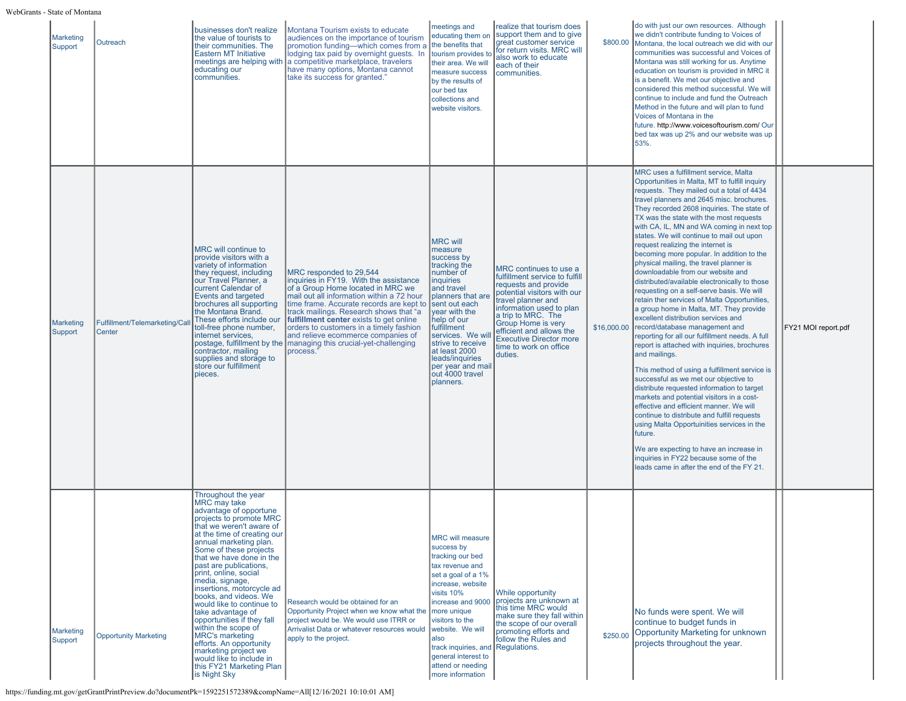| | | | | | | | | | |
|---|---|---|---|---|---|---|---|---|---|
| Marketing Support | Outreach | businesses don't realize the value of tourists to their communities. The Eastern MT Initiative meetings are helping with educating our communities. | Montana Tourism exists to educate audiences on the importance of tourism promotion funding—which comes from a lodging tax paid by overnight guests. In a competitive marketplace, travelers have many options, Montana cannot take its success for granted." | meetings and educating them on the benefits that tourism provides to their area. We will measure success by the results of our bed tax collections and website visitors. | realize that tourism does support them and to give great customer service for return visits. MRC will also work to educate each of their communities. | $800.00 | do with just our own resources. Although we didn't contribute funding to Voices of Montana, the local outreach we did with our communities was successful and Voices of Montana was still working for us. Anytime education on tourism is provided in MRC it is a benefit. We met our objective and considered this method successful. We will continue to include and fund the Outreach Method in the future and will plan to fund Voices of Montana in the future. http://www.voicesoftourism.com/ Our bed tax was up 2% and our website was up 53%. | | |
| Marketing Support | Fulfillment/Telemarketing/Call Center | MRC will continue to provide visitors with a variety of information they request, including our Travel Planner, a current Calendar of Events and targeted brochures all supporting the Montana Brand. These efforts include our toll-free phone number, internet services, postage, fulfillment by the contractor, mailing supplies and storage to store our fulfillment pieces. | MRC responded to 29,544 inquiries in FY19. With the assistance of a Group Home located in MRC we mail out all information within a 72 hour time frame. Accurate records are kept to track mailings. Research shows that "a **fulfillment center** exists to get online orders to customers in a timely fashion and relieve ecommerce companies of managing this crucial-yet-challenging process." | MRC will measure success by tracking the number of inquiries and travel planners that are sent out each year with the help of our fulfillment services. We will strive to receive at least 2000 leads/inquiries per year and mail out 4000 travel planners. | MRC continues to use a fulfillment service to fulfill requests and provide potential visitors with our travel planner and information used to plan a trip to MRC. The Group Home is very efficient and allows the Executive Director more time to work on office duties. | $16,000.00 | MRC uses a fulfillment service, Malta Opportunities in Malta, MT to fulfill inquiry requests. They mailed out a total of 4434 travel planners and 2645 misc. brochures. They recorded 2608 inquiries. The state of TX was the state with the most requests with CA, IL, MN and WA coming in next top states. We will continue to mail out upon request realizing the internet is becoming more popular. In addition to the physical mailing, the travel planner is downloadable from our website and distributed/available electronically to those requesting on a self-serve basis. We will retain ther services of Malta Opportunities, a group home in Malta, MT. They provide excellent distribution services and record/database management and reporting for all our fulfillment needs. A full report is attached with inquiries, brochures and mailings.<br><br>This method of using a fulfillment service is successful as we met our objective to distribute requested information to target markets and potential visitors in a cost-effective and efficient manner. We will continue to distribute and fulfill requests using Malta Opportuinities services in the future.<br><br>We are expecting to have an increase in inquiries in FY22 because some of the leads came in after the end of the FY 21. | | FY21 MOI report.pdf |
| Marketing Support | Opportunity Marketing | Throughout the year MRC may take advantage of opportune projects to promote MRC that we weren't aware of at the time of creating our annual marketing plan. Some of these projects that we have done in the past are publications, print, online, social media, signage, insertions, motorcycle ad books, and videos. We would like to continue to take advantage of opportunities if they fall within the scope of MRC's marketing efforts. An opportunity marketing project we would like to include in this FY21 Marketing Plan is Night Sky | Research would be obtained for an Opportunity Project when we know what the project would be. We would use ITRR or Arrivalist Data or whatever resources would apply to the project. | MRC will measure success by tracking our bed tax revenue and set a goal of a 1% increase, website visits 10% increase and 9000 more unique visitors to the website. We will also track inquiries, and general interest to attend or needing more information | While opportunity projects are unknown at this time MRC would make sure they fall within the scope of our overall promoting efforts and follow the Rules and Regulations. | $250.00 | No funds were spent. We will continue to budget funds in Opportunity Marketing for unknown projects throughout the year. | | |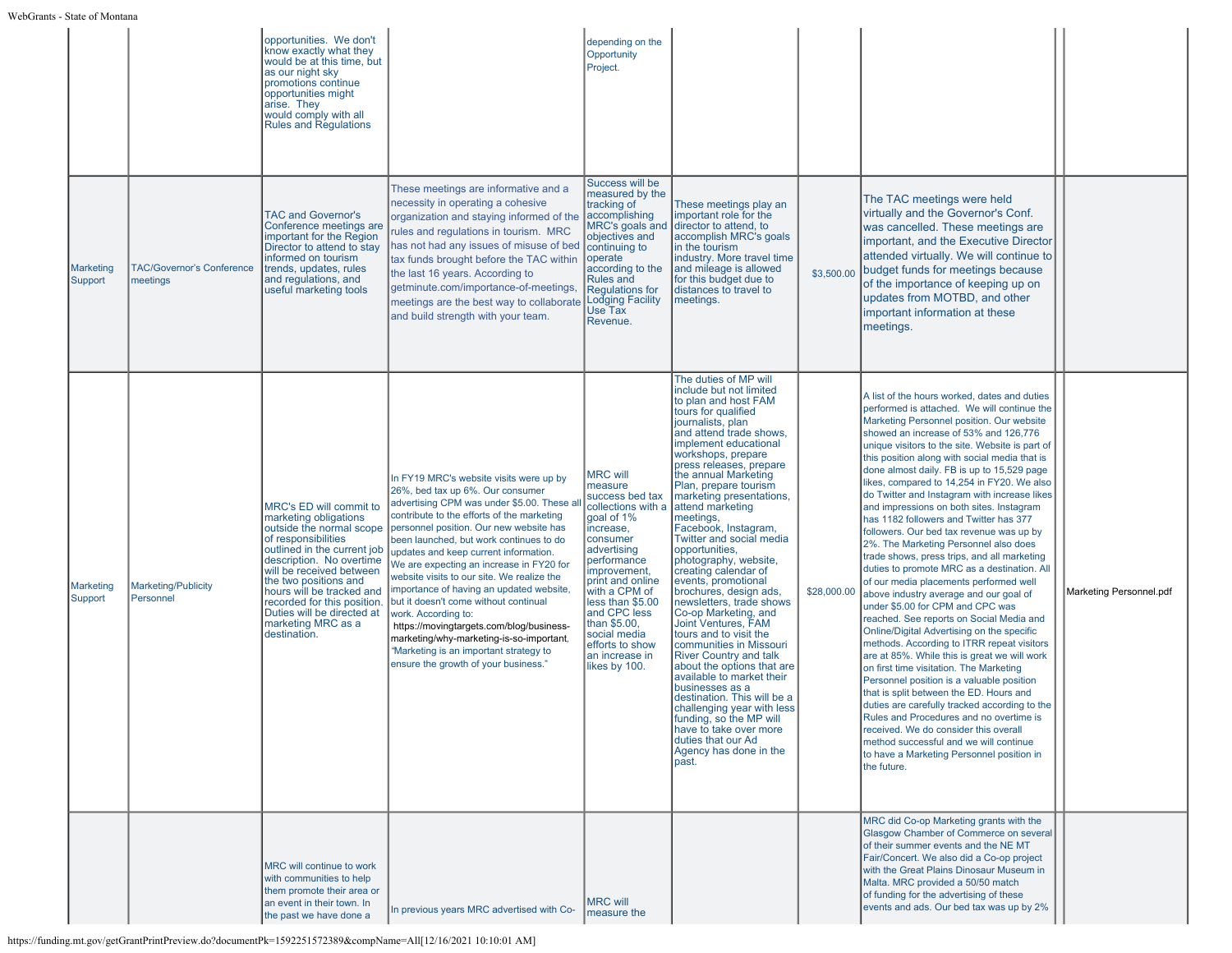| | | | | | | | | | |
|---|---|---|---|---|---|---|---|---|---|
| | | opportunities. We don't know exactly what they would be at this time, but as our night sky promotions continue opportunities might arise. They would comply with all Rules and Regulations | | depending on the Opportunity Project. | | | | | |
| Marketing Support | TAC/Governor's Conference meetings | TAC and Governor's Conference meetings are important for the Region Director to attend to stay informed on tourism trends, updates, rules and regulations, and useful marketing tools | These meetings are informative and a necessity in operating a cohesive organization and staying informed of the rules and regulations in tourism. MRC has not had any issues of misuse of bed tax funds brought before the TAC within the last 16 years. According to getminute.com/importance-of-meetings, meetings are the best way to collaborate and build strength with your team. | Success will be measured by the tracking of accomplishing MRC's goals and objectives and continuing to operate according to the Rules and Regulations for Lodging Facility Use Tax Revenue. | These meetings play an important role for the director to attend, to accomplish MRC's goals in the tourism industry. More travel time and mileage is allowed for this budget due to distances to travel to meetings. | $3,500.00 | The TAC meetings were held virtually and the Governor's Conf. was cancelled. These meetings are important, and the Executive Director attended virtually. We will continue to budget funds for meetings because of the importance of keeping up on updates from MOTBD, and other important information at these meetings. | | |
| Marketing Support | Marketing/Publicity Personnel | MRC's ED will commit to marketing obligations outside the normal scope of responsibilities outlined in the current job description. No overtime will be received between the two positions and hours will be tracked and recorded for this position. Duties will be directed at marketing MRC as a destination. | In FY19 MRC's website visits were up by 26%, bed tax up 6%. Our consumer advertising CPM was under $5.00. These all contribute to the efforts of the marketing personnel position. Our new website has been launched, but work continues to do updates and keep current information. We are expecting an increase in FY20 for website visits to our site. We realize the importance of having an updated website, but it doesn't come without continual work. According to: https://movingtargets.com/blog/business-marketing/why-marketing-is-so-important, "Marketing is an important strategy to ensure the growth of your business." | MRC will measure success bed tax collections with a goal of 1% increase, consumer advertising performance improvement, print and online with a CPM of less than $5.00 and CPC less than $5.00, social media efforts to show an increase in likes by 100. | The duties of MP will include but not limited to plan and host FAM tours for qualified journalists, plan and attend trade shows, implement educational workshops, prepare press releases, prepare the annual Marketing Plan, prepare tourism marketing presentations, attend marketing meetings, Facebook, Instagram, Twitter and social media opportunities, photography, website, creating calendar of events, promotional brochures, design ads, newsletters, trade shows Co-op Marketing, and Joint Ventures, FAM tours and to visit the communities in Missouri River Country and talk about the options that are available to market their businesses as a destination. This will be a challenging year with less funding, so the MP will have to take over more duties that our Ad Agency has done in the past. | $28,000.00 | A list of the hours worked, dates and duties performed is attached. We will continue the Marketing Personnel position. Our website showed an increase of 53% and 126,776 unique visitors to the site. Website is part of this position along with social media that is done almost daily. FB is up to 15,529 page likes, compared to 14,254 in FY20. We also do Twitter and Instagram with increase likes and impressions on both sites. Instagram has 1182 followers and Twitter has 377 followers. Our bed tax revenue was up by 2%. The Marketing Personnel also does trade shows, press trips, and all marketing duties to promote MRC as a destination. All of our media placements performed well above industry average and our goal of under $5.00 for CPM and CPC was reached. See reports on Social Media and Online/Digital Advertising on the specific methods. According to ITRR repeat visitors are at 85%. While this is great we will work on first time visitation. The Marketing Personnel position is a valuable position that is split between the ED. Hours and duties are carefully tracked according to the Rules and Procedures and no overtime is received. We do consider this overall method successful and we will continue to have a Marketing Personnel position in the future. | | Marketing Personnel.pdf |
| | | MRC will continue to work with communities to help them promote their area or an event in their town. In the past we have done a | In previous years MRC advertised with Co- | MRC will measure the | | | MRC did Co-op Marketing grants with the Glasgow Chamber of Commerce on several of their summer events and the NE MT Fair/Concert. We also did a Co-op project with the Great Plains Dinosaur Museum in Malta. MRC provided a 50/50 match of funding for the advertising of these events and ads. Our bed tax was up by 2% | | |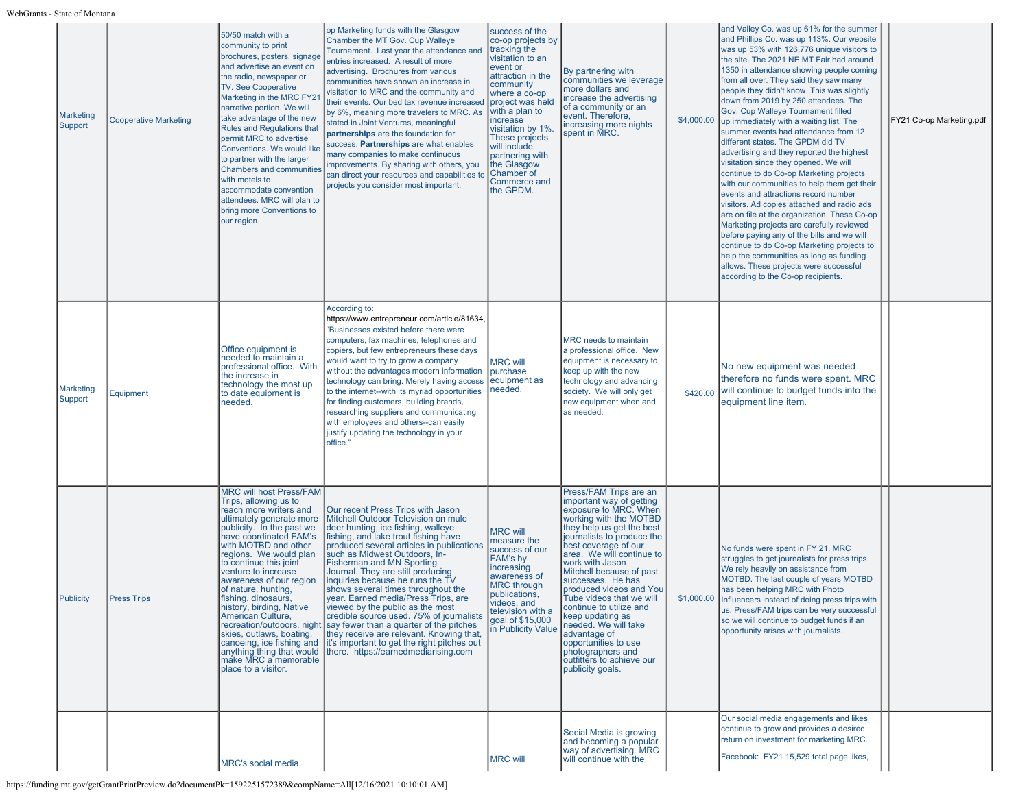| | | | | | | | | | |
|---|---|---|---|---|---|---|---|---|---|
| Marketing Support | Cooperative Marketing | 50/50 match with a community to print brochures, posters, signage and advertise an event on the radio, newspaper or TV. See Cooperative Marketing in the MRC FY21 narrative portion. We will take advantage of the new Rules and Regulations that permit MRC to advertise Conventions. We would like to partner with the larger Chambers and communities with motels to accommodate convention attendees. MRC will plan to bring more Conventions to our region. | op Marketing funds with the Glasgow Chamber the MT Gov. Cup Walleye Tournament. Last year the attendance and entries increased. A result of more advertising. Brochures from various communities have shown an increase in visitation to MRC and the community and their events. Our bed tax revenue increased by 6%, meaning more travelers to MRC. As stated in Joint Ventures, meaningful **partnerships** are the foundation for success. **Partnerships** are what enables many companies to make continuous improvements. By sharing with others, you can direct your resources and capabilities to projects you consider most important. | success of the co-op projects by tracking the visitation to an event or attraction in the community where a co-op project was held with a plan to increase visitation by 1%. These projects will include partnering with the Glasgow Chamber of Commerce and the GPDM. | By partnering with communities we leverage more dollars and increase the advertising of a community or an event. Therefore, increasing more nights spent in MRC. | $4,000.00 | and Valley Co. was up 61% for the summer and Phillips Co. was up 113%. Our website was up 53% with 126,776 unique visitors to the site. The 2021 NE MT Fair had around 1350 in attendance showing people coming from all over. They said they saw many people they didn't know. This was slightly down from 2019 by 250 attendees. The Gov. Cup Walleye Tournament filled up immediately with a waiting list. The summer events had attendance from 12 different states. The GPDM did TV advertising and they reported the highest visitation since they opened. We will continue to do Co-op Marketing projects with our communities to help them get their events and attractions record number visitors. Ad copies attached and radio ads are on file at the organization. These Co-op Marketing projects are carefully reviewed before paying any of the bills and we will continue to do Co-op Marketing projects to help the communities as long as funding allows. These projects were successful according to the Co-op recipients. | | FY21 Co-op Marketing.pdf |
| Marketing Support | Equipment | Office equipment is needed to maintain a professional office. With the increase in technology the most up to date equipment is needed. | According to: https://www.entrepreneur.com/article/81634, "Businesses existed before there were computers, fax machines, telephones and copiers, but few entrepreneurs these days would want to try to grow a company without the advantages modern information technology can bring. Merely having access to the internet--with its myriad opportunities for finding customers, building brands, researching suppliers and communicating with employees and others--can easily justify updating the technology in your office." | MRC will purchase equipment as needed. | MRC needs to maintain a professional office. New equipment is necessary to keep up with the new technology and advancing society. We will only get new equipment when and as needed. | $420.00 | No new equipment was needed therefore no funds were spent. MRC will continue to budget funds into the equipment line item. | | |
| Publicity | Press Trips | MRC will host Press/FAM Trips, allowing us to reach more writers and ultimately generate more publicity. In the past we have coordinated FAM's with MOTBD and other regions. We would plan to continue this joint venture to increase awareness of our region of nature, hunting, fishing, dinosaurs, history, birding, Native American Culture, recreation/outdoors, night skies, outlaws, boating, canoeing, ice fishing and anything thing that would make MRC a memorable place to a visitor. | Our recent Press Trips with Jason Mitchell Outdoor Television on mule deer hunting, ice fishing, walleye fishing, and lake trout fishing have produced several articles in publications such as Midwest Outdoors, In-Fisherman and MN Sporting Journal. They are still producing inquiries because he runs the TV shows several times throughout the year. Earned media/Press Trips, are viewed by the public as the most credible source used. 75% of journalists say fewer than a quarter of the pitches they receive are relevant. Knowing that, it's important to get the right pitches out there. https://earnedmediarising.com | MRC will measure the success of our FAM's by increasing awareness of MRC through publications, videos, and television with a goal of $15,000 in Publicity Value | Press/FAM Trips are an important way of getting exposure to MRC. When working with the MOTBD they help us get the best journalists to produce the best coverage of our area. We will continue to work with Jason Mitchell because of past successes. He has produced videos and You Tube videos that we will continue to utilize and keep updating as needed. We will take advantage of opportunities to use photographers and outfitters to achieve our publicity goals. | $1,000.00 | No funds were spent in FY 21. MRC struggles to get journalists for press trips. We rely heavily on assistance from MOTBD. The last couple of years MOTBD has been helping MRC with Photo Influencers instead of doing press trips with us. Press/FAM trips can be very successful so we will continue to budget funds if an opportunity arises with journalists. | | |
| | | MRC's social media | | MRC will | Social Media is growing and becoming a popular way of advertising. MRC will continue with the | | Our social media engagements and likes continue to grow and provides a desired return on investment for marketing MRC.<br><br>Facebook: FY21 15,529 total page likes, | | |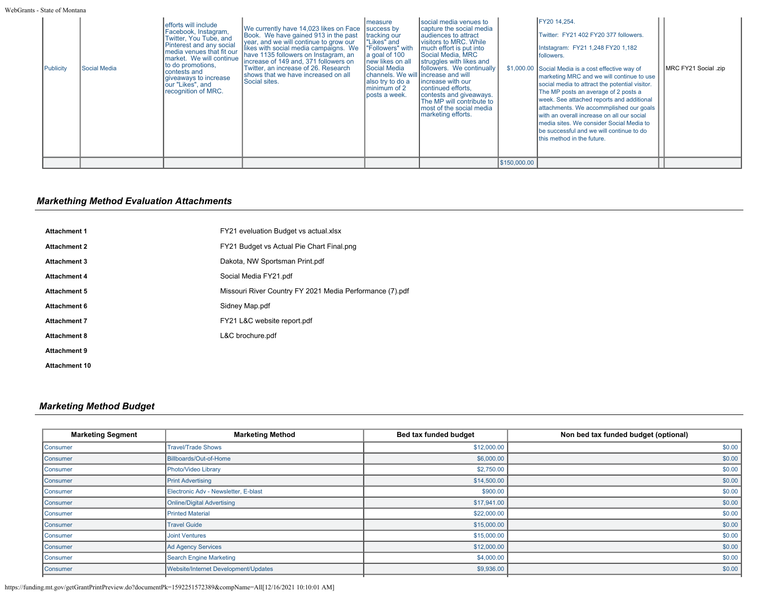| Publicity | Social Media | efforts will include Facebook, Instagram, Twitter, You Tube, and Pinterest and any social media venues that fit our market. We will continue to do promotions, contests and giveaways to increase our "Likes", and recognition of MRC. | We currently have 14,023 likes on Face Book. We have gained 913 in the past year, and we will continue to grow our likes with social media campaigns. We have 1135 followers on Instagram, an increase of 149 and, 371 followers on Twitter, an increase of 26. Research shows that we have increased on all Social sites. | measure success by tracking our "Likes" and "Followers" with a goal of 100 new likes on all Social Media channels. We will also try to do a minimum of 2 posts a week. | social media venues to capture the social media audiences to attract visitors to MRC. While much effort is put into Social Media, MRC struggles with likes and followers. We continually increase and will increase with our continued efforts, contests and giveaways. The MP will contribute to most of the social media marketing efforts. | $1,000.00 | FY20 14,254. Twitter: FY21 402 FY20 377 followers. Intstagram: FY21 1,248 FY20 1,182 followers. Social Media is a cost effective way of marketing MRC and we will continue to use social media to attract the potential visitor. The MP posts an average of 2 posts a week. See attached reports and additional attachments. We accommplished our goals with an overall increase on all our social media sites. We consider Social Media to be successful and we will continue to do this method in the future. | | MRC FY21 Social .zip |
|---|---|---|---|---|---|---|---|---|---|
| | | | | | | $150,000.00 | | | |

## Markething Method Evaluation Attachments

| | |
|---|---|
| **Attachment 1** | FY21 eveluation Budget vs actual.xlsx |
| **Attachment 2** | FY21 Budget vs Actual Pie Chart Final.png |
| **Attachment 3** | Dakota, NW Sportsman Print.pdf |
| **Attachment 4** | Social Media FY21.pdf |
| **Attachment 5** | Missouri River Country FY 2021 Media Performance (7).pdf |
| **Attachment 6** | Sidney Map.pdf |
| **Attachment 7** | FY21 L&C website report.pdf |
| **Attachment 8** | L&C brochure.pdf |
| **Attachment 9** | |
| **Attachment 10** | |

## Marketing Method Budget

| Marketing Segment | Marketing Method | Bed tax funded budget | Non bed tax funded budget (optional) |
|---|---|---|---|
| Consumer | Travel/Trade Shows | $12,000.00 | $0.00 |
| Consumer | Billboards/Out-of-Home | $6,000.00 | $0.00 |
| Consumer | Photo/Video Library | $2,750.00 | $0.00 |
| Consumer | Print Advertising | $14,500.00 | $0.00 |
| Consumer | Electronic Adv - Newsletter, E-blast | $900.00 | $0.00 |
| Consumer | Online/Digital Advertising | $17,941.00 | $0.00 |
| Consumer | Printed Material | $22,000.00 | $0.00 |
| Consumer | Travel Guide | $15,000.00 | $0.00 |
| Consumer | Joint Ventures | $15,000.00 | $0.00 |
| Consumer | Ad Agency Services | $12,000.00 | $0.00 |
| Consumer | Search Engine Marketing | $4,000.00 | $0.00 |
| Consumer | Website/Internet Development/Updates | $9,936.00 | $0.00 |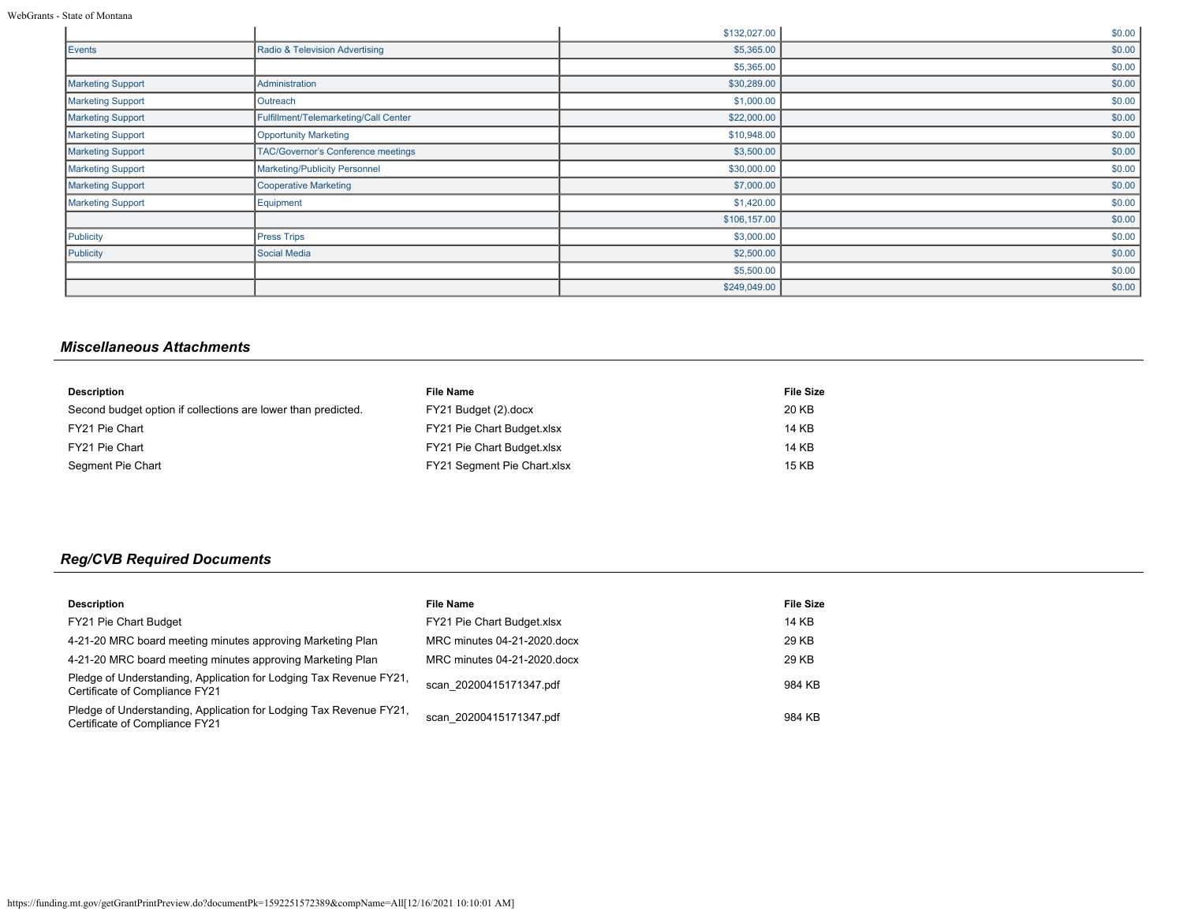| | | | |
|---|---|---|---|
| | | $132,027.00 | $0.00 |
| Events | Radio & Television Advertising | $5,365.00 | $0.00 |
| | | $5,365.00 | $0.00 |
| Marketing Support | Administration | $30,289.00 | $0.00 |
| Marketing Support | Outreach | $1,000.00 | $0.00 |
| Marketing Support | Fulfillment/Telemarketing/Call Center | $22,000.00 | $0.00 |
| Marketing Support | Opportunity Marketing | $10,948.00 | $0.00 |
| Marketing Support | TAC/Governor's Conference meetings | $3,500.00 | $0.00 |
| Marketing Support | Marketing/Publicity Personnel | $30,000.00 | $0.00 |
| Marketing Support | Cooperative Marketing | $7,000.00 | $0.00 |
| Marketing Support | Equipment | $1,420.00 | $0.00 |
| | | $106,157.00 | $0.00 |
| Publicity | Press Trips | $3,000.00 | $0.00 |
| Publicity | Social Media | $2,500.00 | $0.00 |
| | | $5,500.00 | $0.00 |
| | | $249,049.00 | $0.00 |

### *Miscellaneous Attachments*

| Description | File Name | File Size |
|---|---|---|
| Second budget option if collections are lower than predicted. | FY21 Budget (2).docx | 20 KB |
| FY21 Pie Chart | FY21 Pie Chart Budget.xlsx | 14 KB |
| FY21 Pie Chart | FY21 Pie Chart Budget.xlsx | 14 KB |
| Segment Pie Chart | FY21 Segment Pie Chart.xlsx | 15 KB |

### *Reg/CVB Required Documents*

| Description | File Name | File Size |
|---|---|---|
| FY21 Pie Chart Budget | FY21 Pie Chart Budget.xlsx | 14 KB |
| 4-21-20 MRC board meeting minutes approving Marketing Plan | MRC minutes 04-21-2020.docx | 29 KB |
| 4-21-20 MRC board meeting minutes approving Marketing Plan | MRC minutes 04-21-2020.docx | 29 KB |
| Pledge of Understanding, Application for Lodging Tax Revenue FY21, Certificate of Compliance FY21 | scan_20200415171347.pdf | 984 KB |
| Pledge of Understanding, Application for Lodging Tax Revenue FY21, Certificate of Compliance FY21 | scan_20200415171347.pdf | 984 KB |